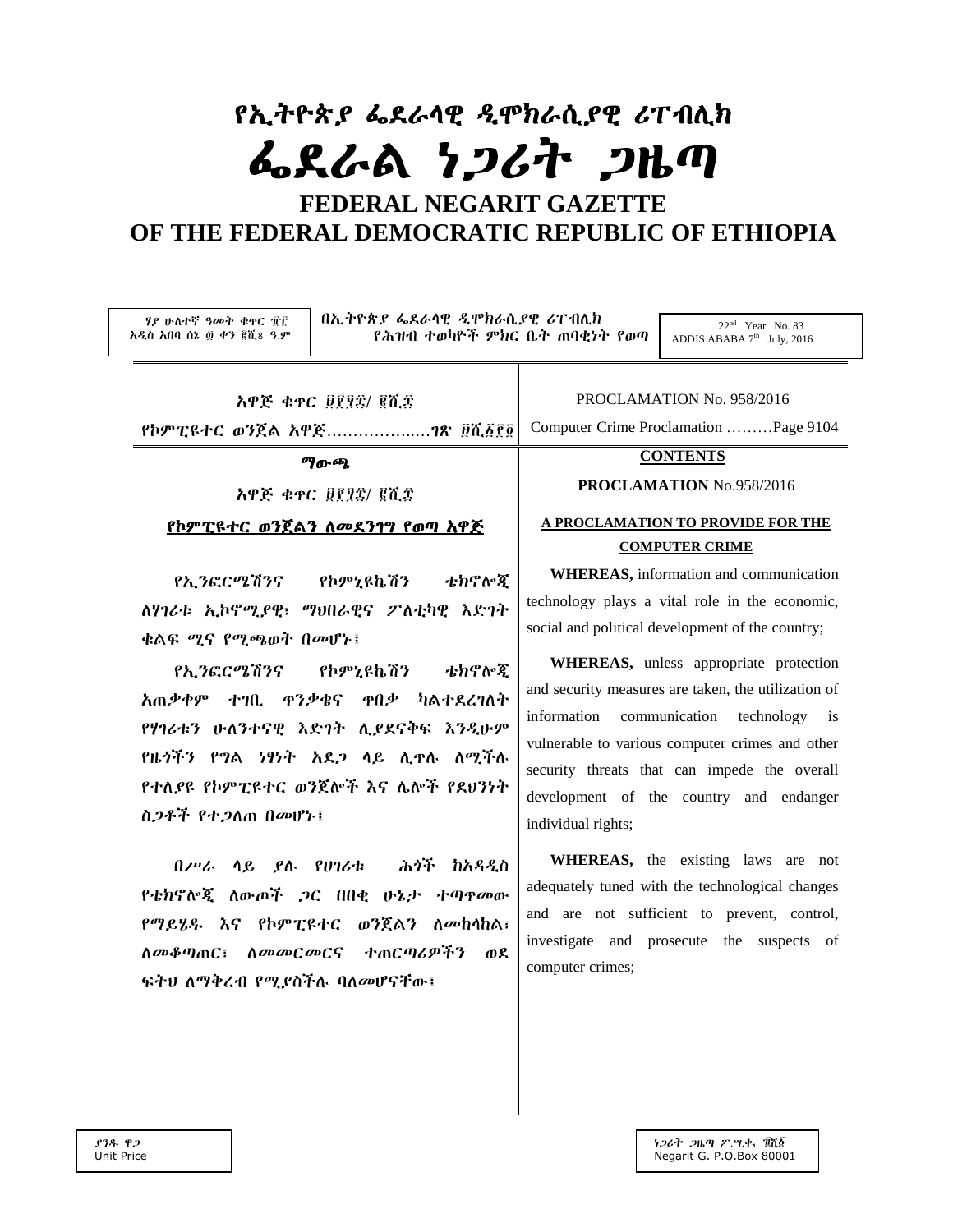# የኢትዮጵያ ፌደራላዊ ዲሞክራሲያዊ ሪፐብሊክ

# ፌደራል ነጋሪት ጋዜጣ

# FEDERAL NEGARIT GAZETTE OF THE FEDERAL DEMOCRATIC REPUBLIC OF ETHIOPIA

| ሃያ ሁለተኛ ዓመት ቁጥር ፹፫ አዲስ አበባ ሰኔ ፴ ቀን ፪ሺ፰ ዓ.ም | በኢትዮጵያ ፌደራላዊ ዲሞክራሲያዊ ሪፐብሊክ የሕዝብ ተወካዮች ምክር ቤት ጠባቂነት የወጣ | 22nd Year No. 83 ADDIS ABABA 7th July, 2016 |
|---|---|---|

አዋጅ ቁጥር ፱፻፶፰/ ፪ሺ፰

የኮምፒዩተር ወንጀል አዋጅ……………..…ገጽ ፱ሺ፩፻፬

PROCLAMATION No. 958/2016

Computer Crime Proclamation ………Page 9104

**ማውጫ**

አዋጅ ቁጥር ፱፻፶፰/ ፪ሺ፰

**የኮምፒዩተር ወንጀልን ለመደንገግ የወጣ አዋጅ**

የኢንፎርሜሽንና የኮምኒዩኬሽን ቴክኖሎጂ ለሃገሪቱ ኢኮኖሚያዊ፣ ማህበራዊና ፖለቲካዊ እድገት ቁልፍ ሚና የሚጫወት በመሆኑ፣

የኢንፎርሜሽንና የኮምኒዩኬሽን ቴክኖሎጂ አጠቃቀም ተገቢ ጥንቃቄና ጥበቃ ካልተደረገለት የሃገሪቱን ሁለንተናዊ እድገት ሊያደናቅፍ እንዲሁም የዜጎችን የግል ነፃነት አደጋ ላይ ሊጥሉ ለሚችሉ የተለያዩ የኮምፒዩተር ወንጀሎች እና ሌሎች የደህንነት ስጋቶች የተጋለጠ በመሆኑ፣

በሥራ ላይ ያሉ የሀገሪቱ ሕጎች ከአዳዲስ የቴክኖሎጂ ለውጦች ጋር በበቂ ሁኔታ ተጣጥመው የማይሄዱ እና የኮምፒዩተር ወንጀልን ለመከላከል፣ ለመቆጣጠር፣ ለመመርመርና ተጠርጣሪዎችን ወደ ፍትህ ለማቅረብ የሚያስችሉ ባለመሆናቸው፣

**CONTENTS**

**PROCLAMATION** No.958/2016

**A PROCLAMATION TO PROVIDE FOR THE COMPUTER CRIME**

**WHEREAS,** information and communication technology plays a vital role in the economic, social and political development of the country;

**WHEREAS,** unless appropriate protection and security measures are taken, the utilization of information communication technology is vulnerable to various computer crimes and other security threats that can impede the overall development of the country and endanger individual rights;

**WHEREAS,** the existing laws are not adequately tuned with the technological changes and are not sufficient to prevent, control, investigate and prosecute the suspects of computer crimes;

ያንዱ ዋጋ
Unit Price

ነጋሪት ጋዜጣ ፖ.ሣ.ቁ. ፹ሺ፩
Negarit G. P.O.Box 80001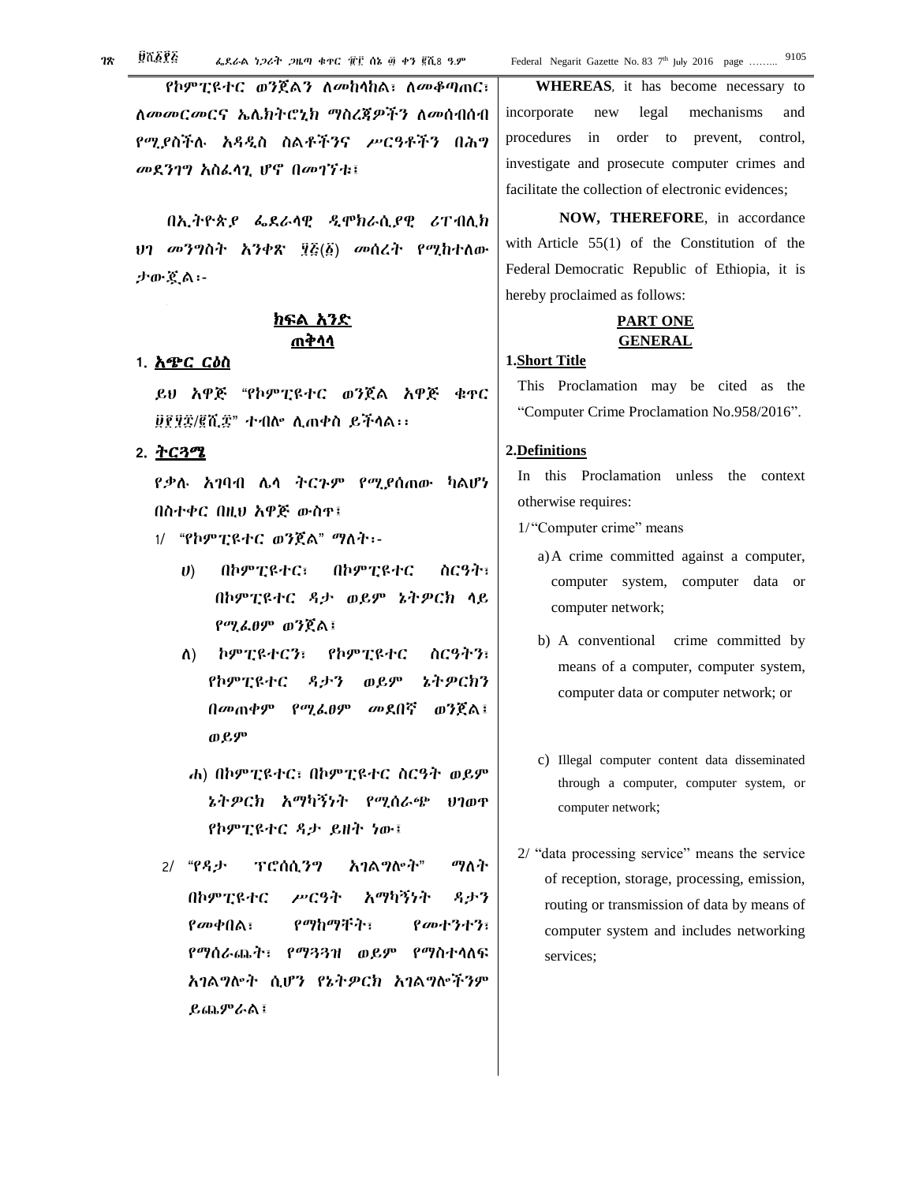የኮምፒዩተር ወንጀልን ለመከላከል፣ ለመቆጣጠር፣ ለመመርመርና ኤሌክትሮኒክ ማስረጃዎችን ለመሰብሰብ የሚያስችሉ አዳዲስ ስልቶችንና ሥርዓቶችን በሕግ መደንገግ አስፈላጊ ሆኖ በመገኘቱ፤

በኢትዮጵያ ፌደራላዊ ዲሞክራሲያዊ ሪፐብሊክ ህገ መንግስት አንቀጽ ፶፭(፩) መሰረት የሚከተለው ታውጇል፡-

## ክፍል አንድ
## ጠቅላላ

### 1. አጭር ርዕስ

ይህ አዋጅ "የኮምፒዩተር ወንጀል አዋጅ ቁጥር ፱፻፶፰/፪ሺ፰" ተብሎ ሊጠቀስ ይችላል፡፡

### 2. ትርጓሜ

የቃሉ አገባብ ሌላ ትርጉም የሚያሰጠው ካልሆነ በስተቀር በዚህ አዋጅ ውስጥ፤

1/ "የኮምፒዩተር ወንጀል" ማለት፡-

ሀ) በኮምፒዩተር፣ በኮምፒዩተር ስርዓት፣ በኮምፒዩተር ዳታ ወይም ኔትዎርክ ላይ የሚፈፀም ወንጀል፤

ለ) ኮምፒዩተርን፣ የኮምፒዩተር ስርዓትን፣ የኮምፒዩተር ዳታን ወይም ኔትዎርክን በመጠቀም የሚፈፀም መደበኛ ወንጀል፤ ወይም

ሐ) በኮምፒዩተር፣ በኮምፒዩተር ስርዓት ወይም ኔትዎርክ አማካኝነት የሚሰራጭ ህገወጥ የኮምፒዩተር ዳታ ይዘት ነው፤

2/ "የዳታ ፕሮሰሲንግ አገልግሎት" ማለት በኮምፒዩተር ሥርዓት አማካኝነት ዳታን የመቀበል፣ የማከማቸት፣ የመተንተን፣ የማሰራጨት፣ የማጓጓዝ ወይም የማስተላለፍ አገልግሎት ሲሆን የኔትዎርክ አገልግሎችንም ይጨምራል፤

**WHEREAS**, it has become necessary to incorporate new legal mechanisms and procedures in order to prevent, control, investigate and prosecute computer crimes and facilitate the collection of electronic evidences;

**NOW, THEREFORE**, in accordance with Article 55(1) of the Constitution of the Federal Democratic Republic of Ethiopia, it is hereby proclaimed as follows:

## PART ONE
## GENERAL

### 1. Short Title

This Proclamation may be cited as the "Computer Crime Proclamation No.958/2016".

### 2. Definitions

In this Proclamation unless the context otherwise requires:

1/ "Computer crime" means

a) A crime committed against a computer, computer system, computer data or computer network;

b) A conventional crime committed by means of a computer, computer system, computer data or computer network; or

c) Illegal computer content data disseminated through a computer, computer system, or computer network;

2/ "data processing service" means the service of reception, storage, processing, emission, routing or transmission of data by means of computer system and includes networking services;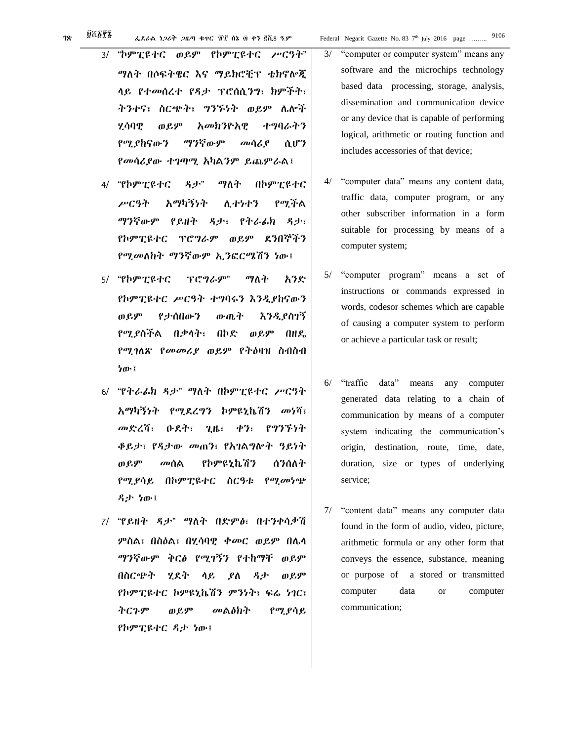3/ "ኮምፒዩተር ወይም የኮምፒዩተር ሥርዓት" ማለት በሶፍትዌር እና ማይክሮቺፕ ቴክኖሎጂ ላይ የተመሰረተ የዳታ ፕሮሰሲንግ፣ ክምችት፣ ትንተና፣ ስርጭት፣ ግንኙነት ወይም ሌሎች ሂሳባዊ ወይም አመክንዮአዊ ተግባራትን የሚያከናውን ማንኛውም መሳሪያ ሲሆን የመሳሪያው ተገጣሚ አካልንም ይጨምራል፤

4/ "የኮምፒዩተር ዳታ" ማለት በኮምፒዩተር ሥርዓት አማካኝነት ሊተነተን የሚችል ማንኛውም የይዘት ዳታ፣ የትራፊክ ዳታ፣ የኮምፒዩተር ፕሮግራም ወይም ደንበኞችን የሚመለከት ማንኛውም ኢንፎርሜሽን ነው፤

5/ "የኮምፒዩተር ፕሮግራም" ማለት አንድ የኮምፒዩተር ሥርዓት ተግባሩን እንዲያከናውን ወይም የታሰበውን ውጤት እንዲያስገኝ የሚያስችል በቃላት፣ በኮድ ወይም በዘዴ የሚገለጽ የመመሪያ ወይም የትዕዛዝ ስብስብ ነው፤

6/ "የትራፊክ ዳታ" ማለት በኮምፒዩተር ሥርዓት አማካኝነት የሚደረግን ኮምዩኒኬሽን መነሻ፣ መድረሻ፣ ዑደት፣ ጊዜ፣ ቀን፣ የግንኙነት ቆይታ፣ የዳታው መጠን፣ የአገልግሎት ዓይነት ወይም መሰል የኮምዩኒኬሽን ሰንሰለት የሚያሳይ በኮምፒዩተር ስርዓቱ የሚመነጭ ዳታ ነው፤

7/ "የይዘት ዳታ" ማለት በድምፅ፣ በተንቀሳቃሽ ምስል፣ በስዕል፣ በሂሳባዊ ቀመር ወይም በሌላ ማንኛውም ቅርፅ የሚገኝን የተከማቸ ወይም በስርጭት ሂደት ላይ ያለ ዳታ ወይም የኮምፒዩተር ኮምዩኒኬሽን ምንነት፣ ፍሬ ነገር፣ ትርጉም ወይም መልዕክት የሚያሳይ የኮምፒዩተር ዳታ ነው፤

3/ "computer or computer system" means any software and the microchips technology based data processing, storage, analysis, dissemination and communication device or any device that is capable of performing logical, arithmetic or routing function and includes accessories of that device;

4/ "computer data" means any content data, traffic data, computer program, or any other subscriber information in a form suitable for processing by means of a computer system;

5/ "computer program" means a set of instructions or commands expressed in words, codesor schemes which are capable of causing a computer system to perform or achieve a particular task or result;

6/ "traffic data" means any computer generated data relating to a chain of communication by means of a computer system indicating the communication's origin, destination, route, time, date, duration, size or types of underlying service;

7/ "content data" means any computer data found in the form of audio, video, picture, arithmetic formula or any other form that conveys the essence, substance, meaning or purpose of a stored or transmitted computer data or computer communication;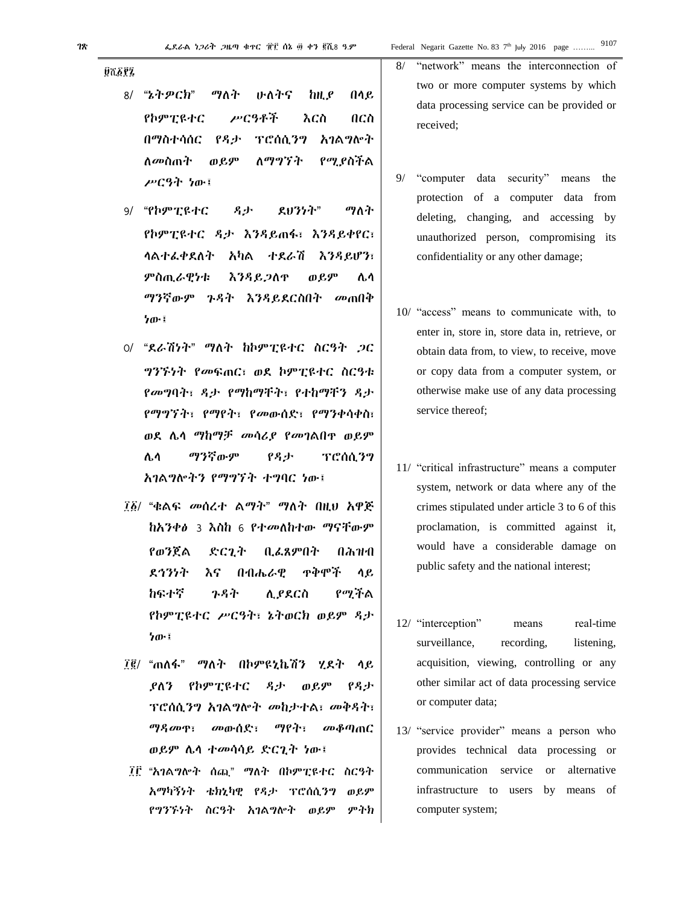፱ሺ፩፻፯

8/ "ኔትዎርክ" ማለት ሁለትና ከዚያ በላይ የኮምፒዩተር ሥርዓቶች እርስ በርስ በማስተሳሰር የዳታ ፕሮሰሲንግ አገልግሎት ለመስጠት ወይም ለማግኘት የሚያስችል ሥርዓት ነው፣

9/ "የኮምፒዩተር ዳታ ደህንነት" ማለት የኮምፒዩተር ዳታ እንዳይጠፋ፣ እንዳይቀየር፣ ላልተፈቀደለት አካል ተደራሽ እንዳይሆን፣ ምስጢራዊነቱ እንዳይጋለጥ ወይም ሌላ ማንኛውም ጉዳት እንዳይደርስበት መጠበቅ ነው፣

10/ "ደራሽነት" ማለት ከኮምፒዩተር ስርዓት ጋር ግንኙነት የመፍጠር፣ ወደ ኮምፒዩተር ስርዓቱ የመግባት፣ ዳታ የማከማቸት፣ የተከማቸን ዳታ የማግኘት፣ የማየት፣ የመውሰድ፣ የማንቀሳቀስ፣ ወደ ሌላ ማከማቻ መሳሪያ የመገልበጥ ወይም ሌላ ማንኛውም የዳታ ፕሮሰሲንግ አገልግሎትን የማግኘት ተግባር ነው፣

፲፩/ "ቁልፍ መሰረተ ልማት" ማለት በዚህ አዋጅ ከአንቀፅ 3 እስከ 6 የተመለከተው ማናቸውም የወንጀል ድርጊት ቢፈጸምበት በሕዝብ ደኅንነት እና በብሔራዊ ጥቅሞች ላይ ከፍተኛ ጉዳት ሊያደርስ የሚችል የኮምፒዩተር ሥርዓት፣ ኔትወርክ ወይም ዳታ ነው፣

፲፪/ "ጠለፋ" ማለት በኮምዩኒኬሽን ሂደት ላይ ያለን የኮምፒዩተር ዳታ ወይም የዳታ ፕሮሰሲንግ አገልግሎት መከታተል፣ መቅዳት፣ ማዳመጥ፣ መውሰድ፣ ማየት፣ መቆጣጠር ወይም ሌላ ተመሳሳይ ድርጊት ነው፣

፲፫ "አገልግሎት ሰጪ" ማለት በኮምፒዩተር ስርዓት አማካኝነት ቴክኒካዊ የዳታ ፕሮሰሲንግ ወይም የግንኙነት ስርዓት አገልግሎት ወይም ምትክ

8/ "network" means the interconnection of two or more computer systems by which data processing service can be provided or received;

9/ "computer data security" means the protection of a computer data from deleting, changing, and accessing by unauthorized person, compromising its confidentiality or any other damage;

10/ "access" means to communicate with, to enter in, store in, store data in, retrieve, or obtain data from, to view, to receive, move or copy data from a computer system, or otherwise make use of any data processing service thereof;

11/ "critical infrastructure" means a computer system, network or data where any of the crimes stipulated under article 3 to 6 of this proclamation, is committed against it, would have a considerable damage on public safety and the national interest;

12/ "interception" means real-time surveillance, recording, listening, acquisition, viewing, controlling or any other similar act of data processing service or computer data;

13/ "service provider" means a person who provides technical data processing or communication service or alternative infrastructure to users by means of computer system;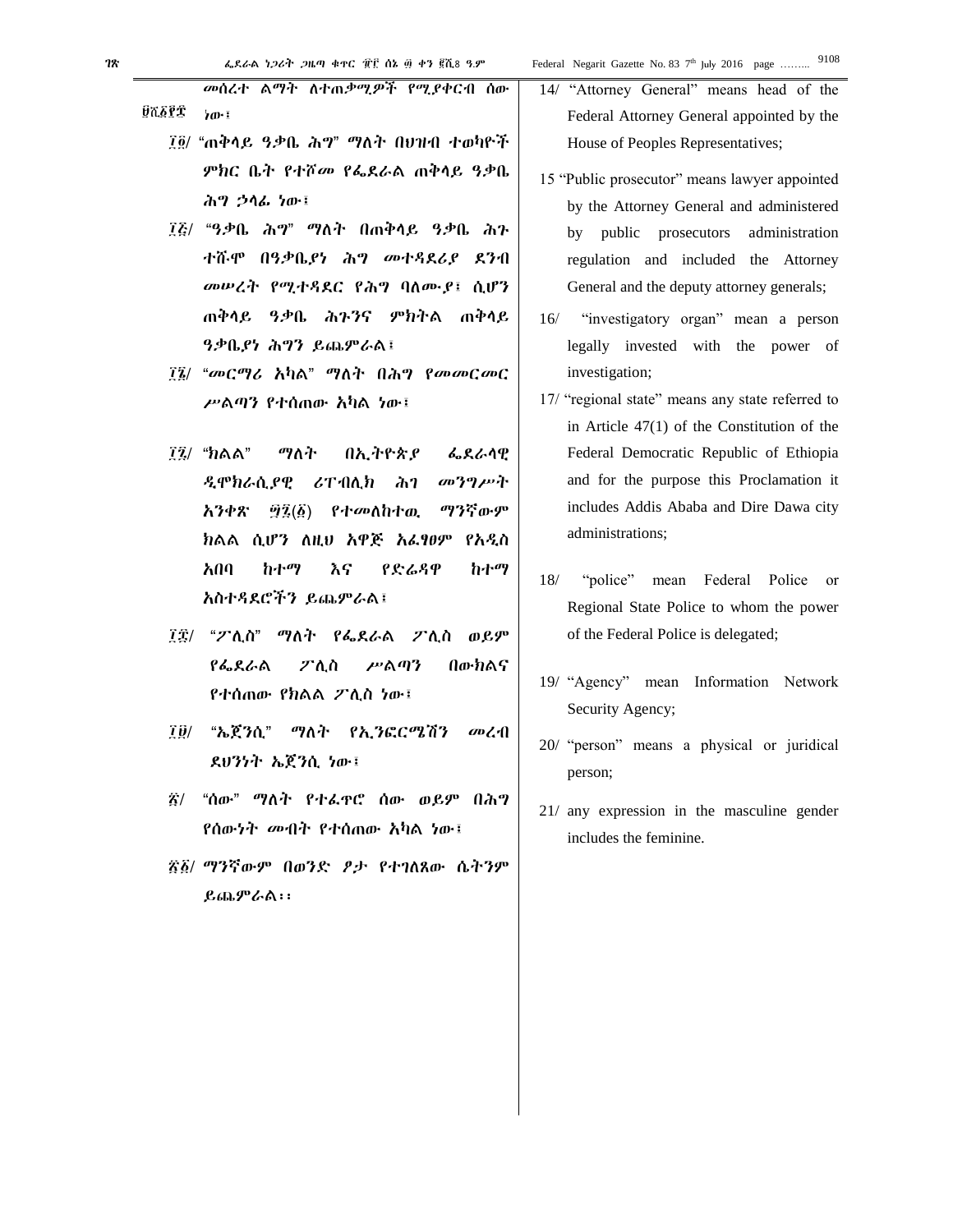መሰረተ ልማት ለተጠቃሚዎች የሚያቀርብ ሰው ነው፣

፲፬/ "ጠቅላይ ዓቃቤ ሕግ" ማለት በህዝብ ተወካዮች ምክር ቤት የተሾመ የፌደራል ጠቅላይ ዓቃቤ ሕግ ኃላፊ ነው፣

፲፭/ "ዓቃቤ ሕግ" ማለት በጠቅላይ ዓቃቤ ሕጉ ተሹሞ በዓቃቤያነ ሕግ መተዳደሪያ ደንብ መሠረት የሚተዳደር የሕግ ባለሙያ፣ ሲሆን ጠቅላይ ዓቃቤ ሕጉንና ምክትል ጠቅላይ ዓቃቤያነ ሕግን ይጨምራል፤

፲፮/ "መርማሪ አካል" ማለት በሕግ የመመርመር ሥልጣን የተሰጠው አካል ነው፤

፲፯/ "ክልል" ማለት በኢትዮጵያ ፌደራላዊ ዲሞክራሲያዊ ሪፐብሊክ ሕገ መንግሥት አንቀጽ ፵፯(፩) የተመለከተዉ ማንኛውም ክልል ሲሆን ለዚህ አዋጅ አፈፃፀም የአዲስ አበባ ከተማ እና የድሬዳዋ ከተማ አስተዳደሮችን ይጨምራል፤

፲፰/ "ፖሊስ" ማለት የፌደራል ፖሊስ ወይም የፌደራል ፖሊስ ሥልጣን በውክልና የተሰጠው የክልል ፖሊስ ነው፣

፲፱/ "ኤጀንሲ" ማለት የኢንፎርሜሽን መረብ ደህንነት ኤጀንሲ ነው፤

፳/ "ሰው" ማለት የተፈጥሮ ሰው ወይም በሕግ የሰውነት መብት የተሰጠው አካል ነው፤

፳፩/ ማንኛውም በወንድ ፆታ የተገለጸው ሴትንም ይጨምራል፡፡

14/ "Attorney General" means head of the Federal Attorney General appointed by the House of Peoples Representatives;

15 "Public prosecutor" means lawyer appointed by the Attorney General and administered by public prosecutors administration regulation and included the Attorney General and the deputy attorney generals;

16/ "investigatory organ" mean a person legally invested with the power of investigation;

17/ "regional state" means any state referred to in Article 47(1) of the Constitution of the Federal Democratic Republic of Ethiopia and for the purpose this Proclamation it includes Addis Ababa and Dire Dawa city administrations;

18/ "police" mean Federal Police or Regional State Police to whom the power of the Federal Police is delegated;

19/ "Agency" mean Information Network Security Agency;

20/ "person" means a physical or juridical person;

21/ any expression in the masculine gender includes the feminine.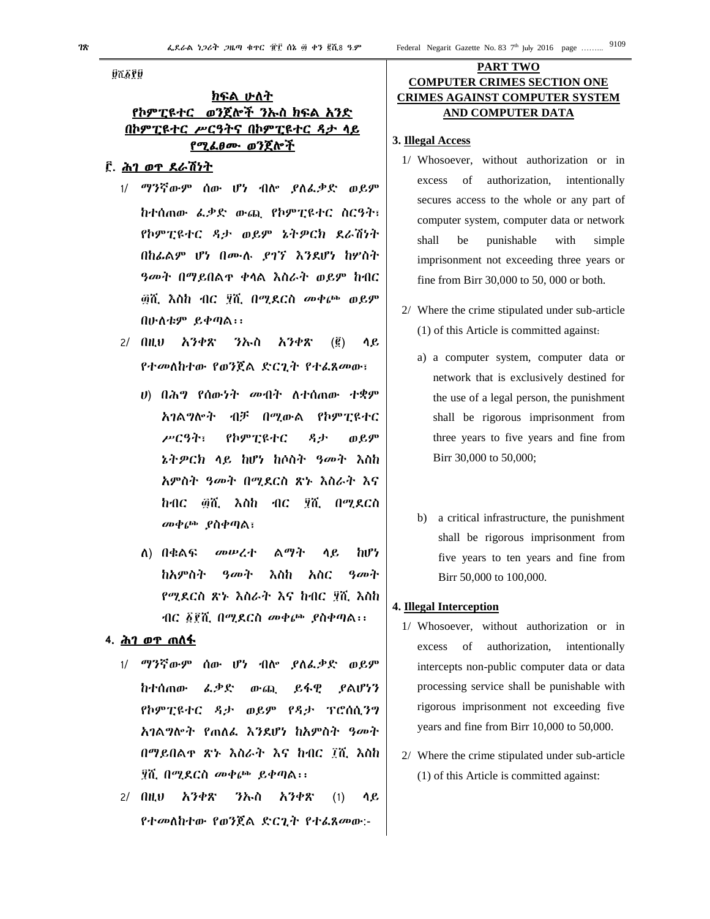፱ሺ፩፻፱

## ክፍል ሁለት
## የኮምፒዩተር ወንጀሎች ንኡስ ክፍል አንድ
## በኮምፒዩተር ሥርዓትና በኮምፒዩተር ዳታ ላይ የሚፈፀሙ ወንጀሎች

**፫. ሕገ ወጥ ደራሽነት**

1/ ማንኛውም ሰው ሆነ ብሎ ያለፈቃድ ወይም ከተሰጠው ፈቃድ ውጪ የኮምፒዩተር ስርዓት፣ የኮምፒዩተር ዳታ ወይም ኔትዎርክ ደራሽነት በከፊልም ሆነ በሙሉ ያገኘ እንደሆነ ከሦስት ዓመት በማይበልጥ ቀላል እስራት ወይም ከብር ፴ሺ እስከ ብር ፶ሺ በሚደርስ መቀጮ ወይም በሁለቱም ይቀጣል፡፡

2/ በዚህ አንቀጽ ንኡስ አንቀጽ (፩) ላይ የተመለከተው የወንጀል ድርጊት የተፈጸመው፣

ሀ) በሕግ የሰውነት መብት ለተሰጠው ተቋም አገልግሎት ብቻ በሚውል የኮምፒዩተር ሥርዓት፣ የኮምፒዩተር ዳታ ወይም ኔትዎርክ ላይ ከሆነ ከሶስት ዓመት እስከ አምስት ዓመት በሚደርስ ጽኑ እስራት እና ከብር ፴ሺ እስከ ብር ፶ሺ በሚደርስ መቀጮ ያስቀጣል፣

ለ) በቁልፍ መሠረተ ልማት ላይ ከሆነ ከአምስት ዓመት እስከ አስር ዓመት የሚደርስ ጽኑ እስራት እና ከብር ፶ሺ እስከ ብር ፩፻ሺ በሚደርስ መቀጮ ያስቀጣል፡፡

**4. ሕገ ወጥ ጠለፋ**

1/ ማንኛውም ሰው ሆነ ብሎ ያለፈቃድ ወይም ከተሰጠው ፈቃድ ውጪ ይፋዊ ያልሆነን የኮምፒዩተር ዳታ ወይም የዳታ ፕሮሰሲንግ አገልግሎት የጠለፈ እንደሆነ ከአምስት ዓመት በማይበልጥ ጽኑ እስራት እና ከብር ፲ሺ እስከ ፶ሺ በሚደርስ መቀጮ ይቀጣል፡፡

2/ በዚህ አንቀጽ ንኡስ አንቀጽ (1) ላይ የተመለከተው የወንጀል ድርጊት የተፈጸመው:-

## PART TWO
## COMPUTER CRIMES SECTION ONE
## CRIMES AGAINST COMPUTER SYSTEM AND COMPUTER DATA

**3. Illegal Access**

1/ Whosoever, without authorization or in excess of authorization, intentionally secures access to the whole or any part of computer system, computer data or network shall be punishable with simple imprisonment not exceeding three years or fine from Birr 30,000 to 50, 000 or both.

2/ Where the crime stipulated under sub-article (1) of this Article is committed against:

a) a computer system, computer data or network that is exclusively destined for the use of a legal person, the punishment shall be rigorous imprisonment from three years to five years and fine from Birr 30,000 to 50,000;

b) a critical infrastructure, the punishment shall be rigorous imprisonment from five years to ten years and fine from Birr 50,000 to 100,000.

**4. Illegal Interception**

1/ Whosoever, without authorization or in excess of authorization, intentionally intercepts non-public computer data or data processing service shall be punishable with rigorous imprisonment not exceeding five years and fine from Birr 10,000 to 50,000.

2/ Where the crime stipulated under sub-article (1) of this Article is committed against: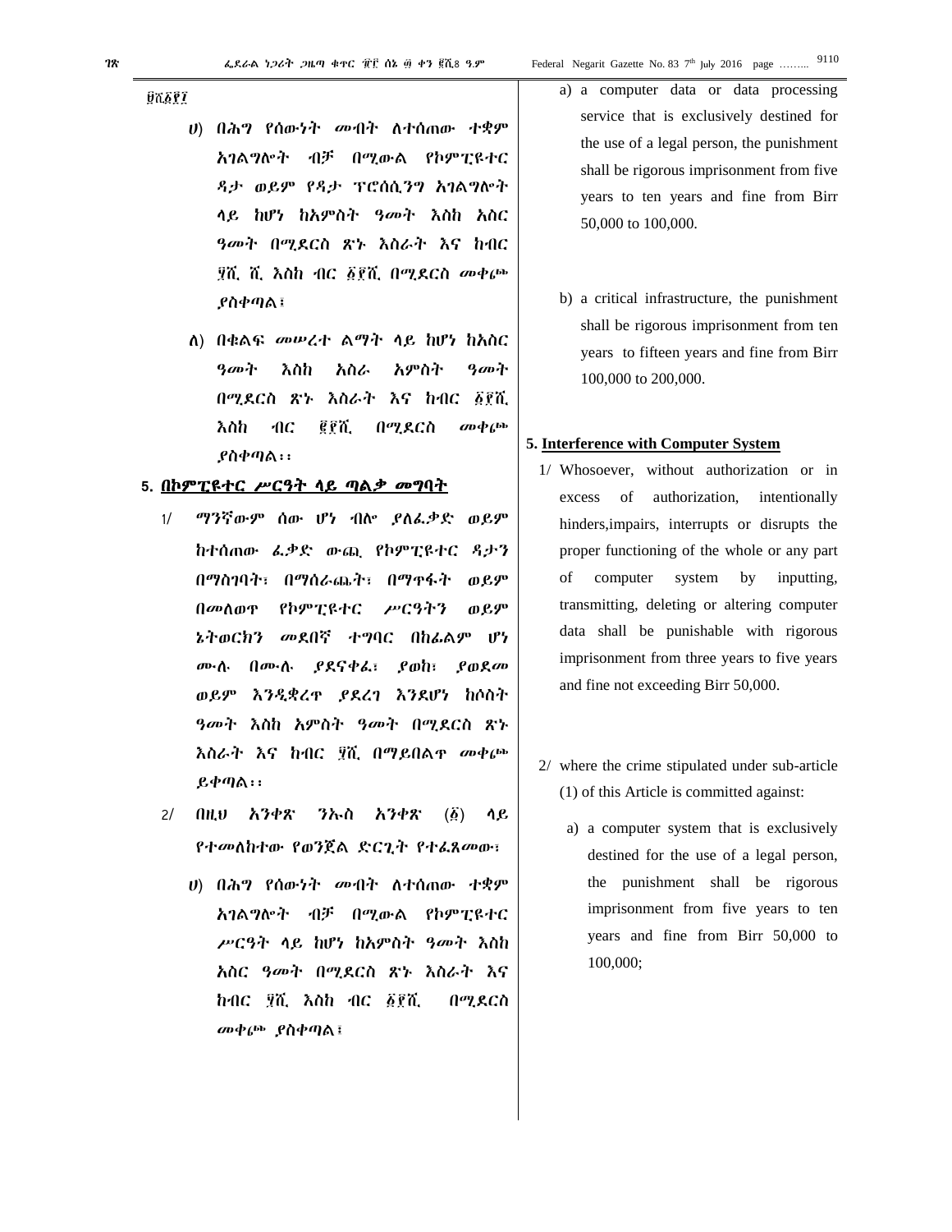፱ሺ፩፻፲

ሀ) በሕግ የሰውነት መብት ለተሰጠው ተቋም አገልግሎት ብቻ በሚውል የኮምፒዩተር ዳታ ወይም የዳታ ፕሮሰሲንግ አገልግሎት ላይ ከሆነ ከአምስት ዓመት እስከ አስር ዓመት በሚደርስ ጽኑ እስራት እና ከብር ፶ሺ. ሺ. እስከ ብር ፩፻ሺ. በሚደርስ መቀጮ ያስቀጣል፣

ለ) በቁልፍ መሠረተ ልማት ላይ ከሆነ ከአስር ዓመት እስከ አስራ አምስት ዓመት በሚደርስ ጽኑ እስራት እና ከብር ፩፻ሺ. እስከ ብር ፪፻ሺ. በሚደርስ መቀጮ ያስቀጣል፡፡

**5. በኮምፒዩተር ሥርዓት ላይ ጣልቃ መግባት**

1/ ማንኛውም ሰው ሆን ብሎ ያለፈቃድ ወይም ከተሰጠው ፈቃድ ውጪ የኮምፒዩተር ዳታን በማስገባት፣ በማሰራጨት፣ በማጥፋት ወይም በመለወጥ የኮምፒዩተር ሥርዓትን ወይም ኔትወርክን መደበኛ ተግባር በከፊልም ሆነ ሙሉ በሙሉ ያደናቀፈ፣ ያወከ፣ ያወደመ ወይም እንዲቋረጥ ያደረገ እንደሆነ ከሶስት ዓመት እስከ አምስት ዓመት በሚደርስ ጽኑ እስራት እና ከብር ፶ሺ. በማይበልጥ መቀጮ ይቀጣል፡፡

2/ በዚህ አንቀጽ ንኡስ አንቀጽ (፩) ላይ የተመለከተው የወንጀል ድርጊት የተፈጸመው፣

ሀ) በሕግ የሰውነት መብት ለተሰጠው ተቋም አገልግሎት ብቻ በሚውል የኮምፒዩተር ሥርዓት ላይ ከሆነ ከአምስት ዓመት እስከ አስር ዓመት በሚደርስ ጽኑ እስራት እና ከብር ፶ሺ. እስከ ብር ፩፻ሺ. በሚደርስ መቀጮ ያስቀጣል፣

a) a computer data or data processing service that is exclusively destined for the use of a legal person, the punishment shall be rigorous imprisonment from five years to ten years and fine from Birr 50,000 to 100,000.

b) a critical infrastructure, the punishment shall be rigorous imprisonment from ten years to fifteen years and fine from Birr 100,000 to 200,000.

**5. Interference with Computer System**

1/ Whosoever, without authorization or in excess of authorization, intentionally hinders,impairs, interrupts or disrupts the proper functioning of the whole or any part of computer system by inputting, transmitting, deleting or altering computer data shall be punishable with rigorous imprisonment from three years to five years and fine not exceeding Birr 50,000.

2/ where the crime stipulated under sub-article (1) of this Article is committed against:

a) a computer system that is exclusively destined for the use of a legal person, the punishment shall be rigorous imprisonment from five years to ten years and fine from Birr 50,000 to 100,000;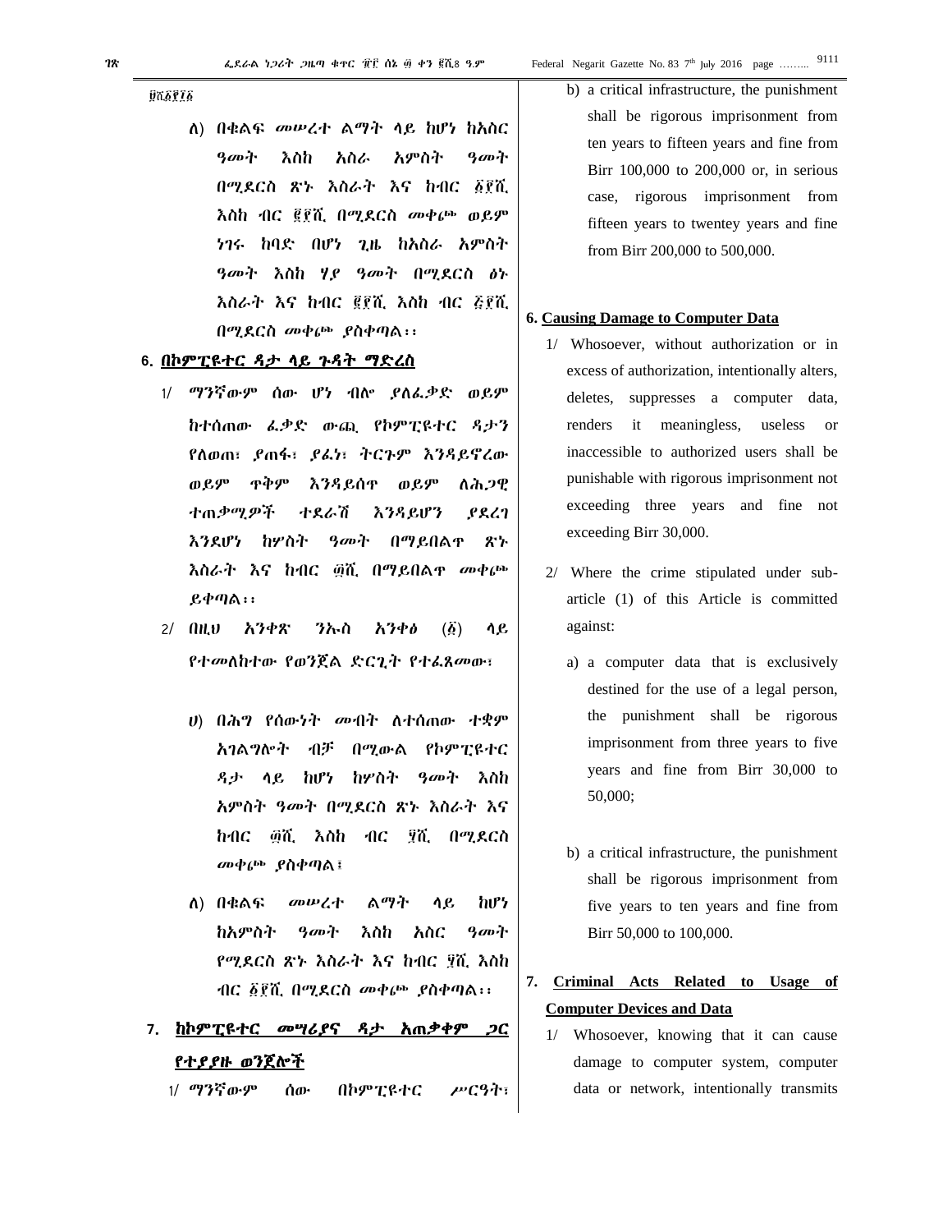፱ሺ፩፻፲፩

ለ) በቁልፍ መሠረተ ልማት ላይ ከሆነ ከአስር ዓመት እስከ አስራ አምስት ዓመት በሚደርስ ጽኑ እስራት እና ከብር ፩፻ሺ. እስከ ብር ፪፻ሺ. በሚደርስ መቀጮ ወይም ነገሩ ከባድ በሆነ ጊዜ ከአስራ አምስት ዓመት እስከ ሃያ ዓመት በሚደርስ ፅኑ እስራት እና ከብር ፪፻ሺ. እስከ ብር ፭፻ሺ. በሚደርስ መቀጮ ያስቀጣል፡፡

**6. በኮምፒዩተር ዳታ ላይ ጉዳት ማድረስ**

1/ ማንኛውም ሰው ሆነ ብሎ ያለፈቃድ ወይም ከተሰጠው ፈቃድ ውጪ የኮምፒዩተር ዳታን የለወጠ፣ ያጠፋ፣ ያፈነ፣ ትርጉም እንዳይኖረው ወይም ጥቅም እንዳይሰጥ ወይም ለሕጋዊ ተጠቃሚዎች ተደራሽ እንዳይሆን ያደረገ እንደሆነ ከሦስት ዓመት በማይበልጥ ጽኑ እስራት እና ከብር ፴ሺ. በማይበልጥ መቀጮ ይቀጣል፡፡

2/ በዚህ አንቀጽ ንኡስ አንቀፅ (፩) ላይ የተመለከተው የወንጀል ድርጊት የተፈጸመው፣

ሀ) በሕግ የሰውነት መብት ለተሰጠው ተቋም አገልግሎት ብቻ በሚውል የኮምፒዩተር ዳታ ላይ ከሆነ ከሦስት ዓመት እስከ አምስት ዓመት በሚደርስ ጽኑ እስራት እና ከብር ፴ሺ. እስከ ብር ፶ሺ. በሚደርስ መቀጮ ያስቀጣል፤

ለ) በቁልፍ መሠረተ ልማት ላይ ከሆነ ከአምስት ዓመት እስከ አስር ዓመት የሚደርስ ጽኑ እስራት እና ከብር ፶ሺ. እስከ ብር ፩፻ሺ. በሚደርስ መቀጮ ያስቀጣል፡፡

**7. ከኮምፒዩተር መሣሪያና ዳታ አጠቃቀም ጋር የተያያዙ ወንጀሎች**

1/ ማንኛውም ሰው በኮምፒዩተር ሥርዓት፣

b) a critical infrastructure, the punishment shall be rigorous imprisonment from ten years to fifteen years and fine from Birr 100,000 to 200,000 or, in serious case, rigorous imprisonment from fifteen years to twentey years and fine from Birr 200,000 to 500,000.

**6. Causing Damage to Computer Data**

1/ Whosoever, without authorization or in excess of authorization, intentionally alters, deletes, suppresses a computer data, renders it meaningless, useless or inaccessible to authorized users shall be punishable with rigorous imprisonment not exceeding three years and fine not exceeding Birr 30,000.

2/ Where the crime stipulated under sub-article (1) of this Article is committed against:

a) a computer data that is exclusively destined for the use of a legal person, the punishment shall be rigorous imprisonment from three years to five years and fine from Birr 30,000 to 50,000;

b) a critical infrastructure, the punishment shall be rigorous imprisonment from five years to ten years and fine from Birr 50,000 to 100,000.

**7. Criminal Acts Related to Usage of Computer Devices and Data**

1/ Whosoever, knowing that it can cause damage to computer system, computer data or network, intentionally transmits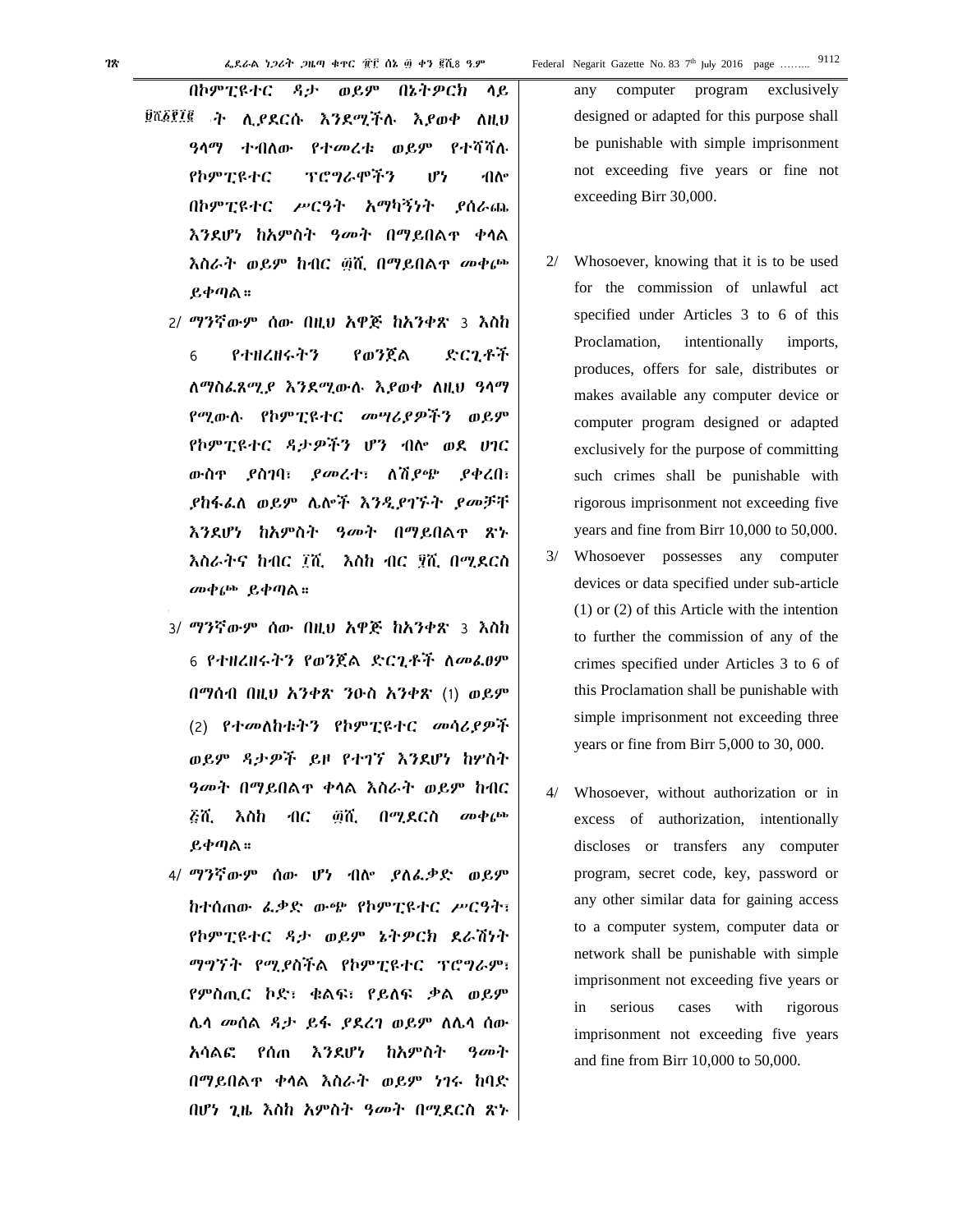በኮምፒዩተር ዳታ ወይም በኔትዎርክ ላይ ፀሺ፩፻፲፪ ት ሊያደርሱ እንደሚችሉ እያወቀ ለዚህ ዓላማ ተብለው የተመረቱ ወይም የተሻሻሉ የኮምፒዩተር ፕሮግራሞችን ሆነ ብሎ በኮምፒዩተር ሥርዓት አማካኝነት ያሰራጨ እንደሆነ ከአምስት ዓመት በማይበልጥ ቀላል እስራት ወይም ከብር ፴ሺ በማይበልጥ መቀጮ ይቀጣል።

2/ ማንኛውም ሰው በዚህ አዋጅ ከአንቀጽ 3 እስከ 6 የተዘረዘሩትን የወንጀል ድርጊቶች ለማስፈጸሚያ እንደሚውሉ እያወቀ ለዚህ ዓላማ የሚውሉ የኮምፒዩተር መሣሪያዎችን ወይም የኮምፒዩተር ዳታዎችን ሆን ብሎ ወደ ሀገር ውስጥ ያስገባ፣ ያመረተ፣ ለሽያጭ ያቀረበ፣ ያከፋፈለ ወይም ሌሎች እንዲያገኙት ያመቻቸ እንደሆነ ከአምስት ዓመት በማይበልጥ ጽኑ እስራትና ከብር ፲ሺ እስከ ብር ፶ሺ በሚደርስ መቀጮ ይቀጣል።

3/ ማንኛውም ሰው በዚህ አዋጅ ከአንቀጽ 3 እስከ 6 የተዘረዘሩትን የወንጀል ድርጊቶች ለመፈፀም በማሰብ በዚህ አንቀጽ ንዑስ አንቀጽ (1) ወይም (2) የተመለከቱትን የኮምፒዩተር መሳሪያዎች ወይም ዳታዎች ይዞ የተገኘ እንደሆነ ከሦስት ዓመት በማይበልጥ ቀላል እስራት ወይም ከብር ፭ሺ እስከ ብር ፴ሺ በሚደርስ መቀጮ ይቀጣል።

4/ ማንኛውም ሰው ሆን ብሎ ያለፈቃድ ወይም ከተሰጠው ፈቃድ ውጭ የኮምፒዩተር ሥርዓት፣ የኮምፒዩተር ዳታ ወይም ኔትዎርክ ደራሽነት ማግኘት የሚያስችል የኮምፒዩተር ፕሮግራም፣ የምስጢር ኮድ፣ ቁልፍ፣ የይለፍ ቃል ወይም ሌላ መሰል ዳታ ይፋ ያደረገ ወይም ለሌላ ሰው አሳልፎ የሰጠ እንደሆነ ከአምስት ዓመት በማይበልጥ ቀላል እስራት ወይም ነገሩ ከባድ በሆነ ጊዜ እስከ አምስት ዓመት በሚደርስ ጽኑ

any computer program exclusively designed or adapted for this purpose shall be punishable with simple imprisonment not exceeding five years or fine not exceeding Birr 30,000.

2/ Whosoever, knowing that it is to be used for the commission of unlawful act specified under Articles 3 to 6 of this Proclamation, intentionally imports, produces, offers for sale, distributes or makes available any computer device or computer program designed or adapted exclusively for the purpose of committing such crimes shall be punishable with rigorous imprisonment not exceeding five years and fine from Birr 10,000 to 50,000.

3/ Whosoever possesses any computer devices or data specified under sub-article (1) or (2) of this Article with the intention to further the commission of any of the crimes specified under Articles 3 to 6 of this Proclamation shall be punishable with simple imprisonment not exceeding three years or fine from Birr 5,000 to 30, 000.

4/ Whosoever, without authorization or in excess of authorization, intentionally discloses or transfers any computer program, secret code, key, password or any other similar data for gaining access to a computer system, computer data or network shall be punishable with simple imprisonment not exceeding five years or in serious cases with rigorous imprisonment not exceeding five years and fine from Birr 10,000 to 50,000.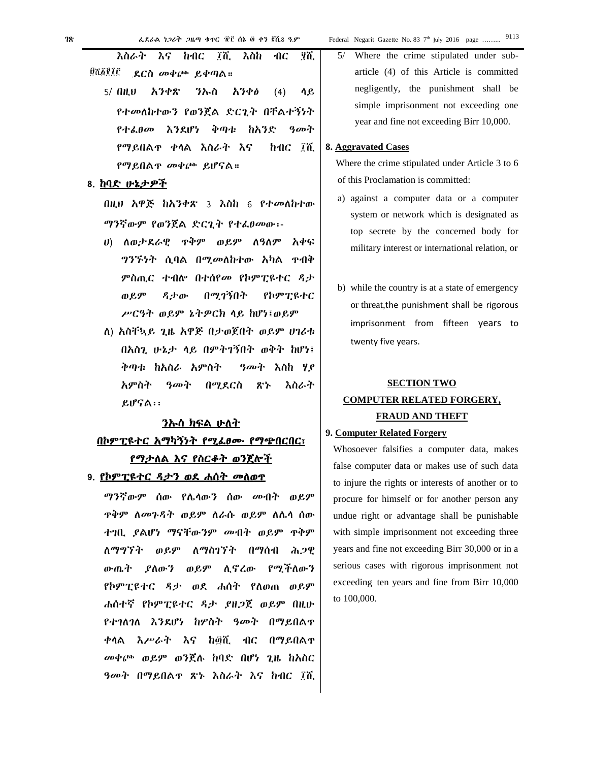እስራት እና ከብር ፲ሺ እስከ ብር ፶ሺ ፱ሺ፩፻፲፫ ደርስ መቀጮ ይቀጣል።

5/ በዚህ አንቀጽ ንኡስ አንቀፅ (4) ላይ የተመለከተውን የወንጀል ድርጊት በቸልተኝነት የተፈፀመ እንደሆነ ቅጣቱ ከአንድ ዓመት የማይበልጥ ቀላል እስራት እና ከብር ፲ሺ የማይበልጥ መቀጮ ይሆናል።

**8. ከባድ ሁኔታዎች**

በዚህ አዋጅ ከአንቀጽ 3 እስከ 6 የተመለከተው ማንኛውም የወንጀል ድርጊት የተፈፀመው፡-

ሀ) ለወታደራዊ ጥቅም ወይም ለዓለም አቀፍ ግንኙነት ሲባል በሚመለከተው አካል ጥብቅ ምስጢር ተብሎ በተሰየመ የኮምፒዩተር ዳታ ወይም ዳታው በሚገኝበት የኮምፒዩተር ሥርዓት ወይም ኔትዎርክ ላይ ከሆነ፣ ወይም

ለ) አስቸኳይ ጊዜ አዋጅ በታወጀበት ወይም ሀገሪቱ በአስጊ ሁኔታ ላይ በምትገኝበት ወቅት ከሆነ፣ ቅጣቱ ከአስራ አምስት ዓመት እስከ ሃያ አምስት ዓመት በሚደርስ ጽኑ እስራት ይሆናል፡፡

## ንኡስ ክፍል ሁለት
## በኮምፒዩተር አማካኝነት የሚፈፀሙ የማጭበርበር፣ የማታለል እና የስርቆት ወንጀሎች

**9. የኮምፒዩተር ዳታን ወደ ሐሰት መለወጥ**

ማንኛውም ሰው የሌላውን ሰው መብት ወይም ጥቅም ለመጉዳት ወይም ለራሱ ወይም ለሌላ ሰው ተገቢ ያልሆነ ማናቸውንም መብት ወይም ጥቅም ለማግኘት ወይም ለማስገኘት በማሰብ ሕጋዊ ውጤት ያለውን ወይም ሊኖረው የሚችለውን የኮምፒዩተር ዳታ ወደ ሐሰት የለወጠ ወይም ሐሰተኛ የኮምፒዩተር ዳታ ያዘጋጀ ወይም በዚሁ የተገለገለ እንደሆነ ከሦስት ዓመት በማይበልጥ ቀላል እሥራት እና ከ፴ሺ ብር በማይበልጥ መቀጮ ወይም ወንጀሉ ከባድ በሆነ ጊዜ ከአስር ዓመት በማይበልጥ ጽኑ እስራት እና ከብር ፲ሺ

5/ Where the crime stipulated under sub-article (4) of this Article is committed negligently, the punishment shall be simple imprisonment not exceeding one year and fine not exceeding Birr 10,000.

**8. Aggravated Cases**

Where the crime stipulated under Article 3 to 6 of this Proclamation is committed:

a) against a computer data or a computer system or network which is designated as top secrete by the concerned body for military interest or international relation, or

b) while the country is at a state of emergency or threat,the punishment shall be rigorous imprisonment from fifteen years to twenty five years.

## SECTION TWO
## COMPUTER RELATED FORGERY, FRAUD AND THEFT

**9. Computer Related Forgery**

Whosoever falsifies a computer data, makes false computer data or makes use of such data to injure the rights or interests of another or to procure for himself or for another person any undue right or advantage shall be punishable with simple imprisonment not exceeding three years and fine not exceeding Birr 30,000 or in a serious cases with rigorous imprisonment not exceeding ten years and fine from Birr 10,000 to 100,000.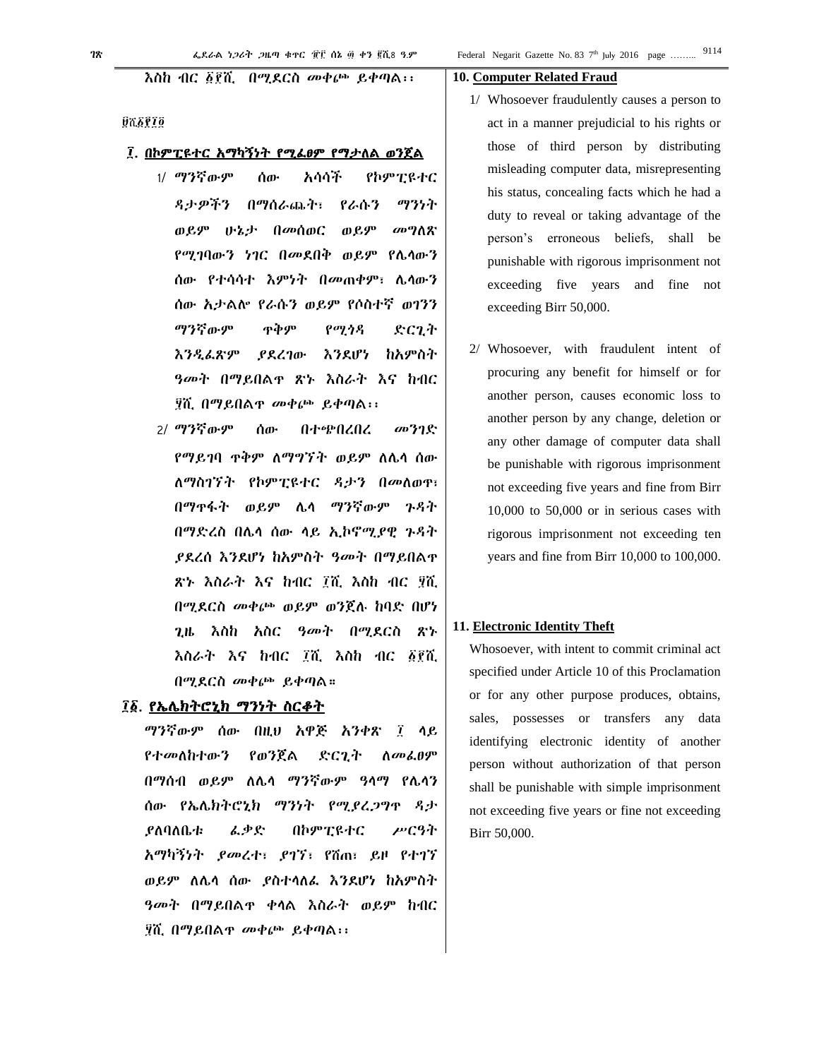እስከ ብር ፩፻ሺ በሚደርስ መቀጮ ይቀጣል፡፡

ፀሺ፩፻፲፬

**፲. በኮምፒዩተር አማካኝነት የሚፈፀም የማታለል ወንጀል**

1/ ማንኛውም ሰው አሳሳች የኮምፒዩተር ዳታዎችን በማሰራጨት፣ የራሱን ማንነት ወይም ሁኔታ በመሰወር ወይም መግለጽ የሚገባውን ነገር በመደበቅ ወይም የሌላውን ሰው የተሳሳተ እምነት በመጠቀም፣ ሌላውን ሰው አታልሎ የራሱን ወይም የሶስተኛ ወገንን ማንኛውም ጥቅም የሚጎዳ ድርጊት እንዲፈጽም ያደረገው እንደሆነ ከአምስት ዓመት በማይበልጥ ጽኑ እስራት እና ከብር ፶ሺ በማይበልጥ መቀጮ ይቀጣል፡፡

2/ ማንኛውም ሰው በተጭበረበረ መንገድ የማይገባ ጥቅም ለማግኘት ወይም ለሌላ ሰው ለማስገኘት የኮምፒዩተር ዳታን በመለወጥ፣ በማጥፋት ወይም ሌላ ማንኛውም ጉዳት በማድረስ በሌላ ሰው ላይ ኢኮኖሚያዊ ጉዳት ያደረሰ እንደሆነ ከአምስት ዓመት በማይበልጥ ጽኑ እስራት እና ከብር ፲ሺ እስከ ብር ፶ሺ በሚደርስ መቀጮ ወይም ወንጀሉ ከባድ በሆነ ጊዜ እስከ አስር ዓመት በሚደርስ ጽኑ እስራት እና ከብር ፲ሺ እስከ ብር ፩፻ሺ በሚደርስ መቀጮ ይቀጣል።

**፲፩. የኤሌክትሮኒክ ማንነት ስርቆት**

ማንኛውም ሰው በዚህ አዋጅ አንቀጽ ፲ ላይ የተመለከተውን የወንጀል ድርጊት ለመፈፀም በማሰብ ወይም ለሌላ ማንኛውም ዓላማ የሌላን ሰው የኤሌክትሮኒክ ማንነት የሚያረጋግጥ ዳታ ያለባለቤቱ ፈቃድ በኮምፒዩተር ሥርዓት አማካኝነት ያመረተ፣ ያገኘ፣ የሸጠ፣ ይዞ የተገኘ ወይም ለሌላ ሰው ያስተላለፈ እንደሆነ ከአምስት ዓመት በማይበልጥ ቀላል እስራት ወይም ከብር ፶ሺ በማይበልጥ መቀጮ ይቀጣል፡፡

**10. Computer Related Fraud**

1/ Whosoever fraudulently causes a person to act in a manner prejudicial to his rights or those of third person by distributing misleading computer data, misrepresenting his status, concealing facts which he had a duty to reveal or taking advantage of the person's erroneous beliefs, shall be punishable with rigorous imprisonment not exceeding five years and fine not exceeding Birr 50,000.

2/ Whosoever, with fraudulent intent of procuring any benefit for himself or for another person, causes economic loss to another person by any change, deletion or any other damage of computer data shall be punishable with rigorous imprisonment not exceeding five years and fine from Birr 10,000 to 50,000 or in serious cases with rigorous imprisonment not exceeding ten years and fine from Birr 10,000 to 100,000.

**11. Electronic Identity Theft**

Whosoever, with intent to commit criminal act specified under Article 10 of this Proclamation or for any other purpose produces, obtains, sales, possesses or transfers any data identifying electronic identity of another person without authorization of that person shall be punishable with simple imprisonment not exceeding five years or fine not exceeding Birr 50,000.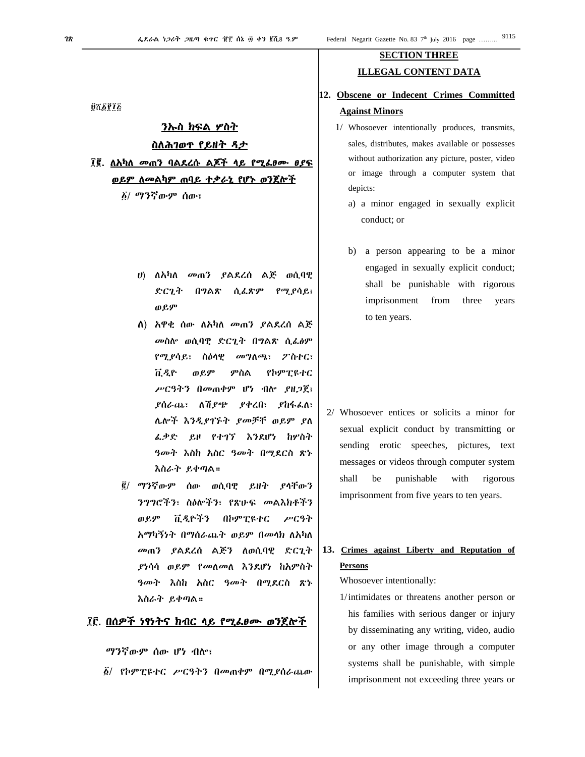፱ሺ፩፻፲፭

## ንኡስ ክፍል ሦስት

## ስለሕገወጥ የይዘት ዳታ

**፲፪. ለአካለ መጠን ባልደረሱ ልጆች ላይ የሚፈፀሙ ፀያፍ ወይም ለመልካም ጠባይ ተቃራኒ የሆኑ ወንጀሎች**

፩/ ማንኛውም ሰው፣

ሀ) ለአካለ መጠን ያልደረሰ ልጅ ወሲባዊ ድርጊት በግልጽ ሲፈጽም የሚያሳይ፣ ወይም

ለ) አዋቂ ሰው ለአካለ መጠን ያልደረሰ ልጅ መስሎ ወሲባዊ ድርጊት በግልጽ ሲፈፅም የሚያሳይ፣ ስዕላዊ መግለጫ፣ ፖስተር፣ ቪዲዮ ወይም ምስል የኮምፒዩተር ሥርዓትን በመጠቀም ሆን ብሎ ያዘጋጀ፣ ያሰራጨ፣ ለሽያጭ ያቀረበ፣ ያከፋፈለ፣ ሌሎች እንዲያገኙት ያመቻቸ ወይም ያለ ፈቃድ ይዞ የተገኘ እንደሆነ ከሦስት ዓመት እስከ አስር ዓመት በሚደርስ ጽኑ እስራት ይቀጣል።

፪/ ማንኛውም ሰው ወሲባዊ ይዘት ያላቸውን ንግግሮችን፣ ስዕሎችን፣ የጽሁፍ መልእክቶችን ወይም ቪዲዮችን በኮምፒዩተር ሥርዓት አማካኝነት በማሰራጨት ወይም በመላክ ለአካለ መጠን ያልደረሰ ልጅን ለወሲባዊ ድርጊት ያነሳሳ ወይም የመለመለ እንደሆነ ከአምስት ዓመት እስከ አስር ዓመት በሚደርስ ጽኑ እስራት ይቀጣል።

**፲፫. በሰዎች ነፃነትና ክብር ላይ የሚፈፀሙ ወንጀሎች**

ማንኛውም ሰው ሆን ብሎ፣

፩/ የኮምፒዩተር ሥርዓትን በመጠቀም በሚያሰራጨው

## SECTION THREE

## ILLEGAL CONTENT DATA

**12. Obscene or Indecent Crimes Committed Against Minors**

1/ Whosoever intentionally produces, transmits, sales, distributes, makes available or possesses without authorization any picture, poster, video or image through a computer system that depicts:

a) a minor engaged in sexually explicit conduct; or

b) a person appearing to be a minor engaged in sexually explicit conduct;

shall be punishable with rigorous imprisonment from three years to ten years.

2/ Whosoever entices or solicits a minor for sexual explicit conduct by transmitting or sending erotic speeches, pictures, text messages or videos through computer system shall be punishable with rigorous imprisonment from five years to ten years.

**13. Crimes against Liberty and Reputation of Persons**

Whosoever intentionally:

1/ intimidates or threatens another person or his families with serious danger or injury by disseminating any writing, video, audio or any other image through a computer systems shall be punishable, with simple imprisonment not exceeding three years or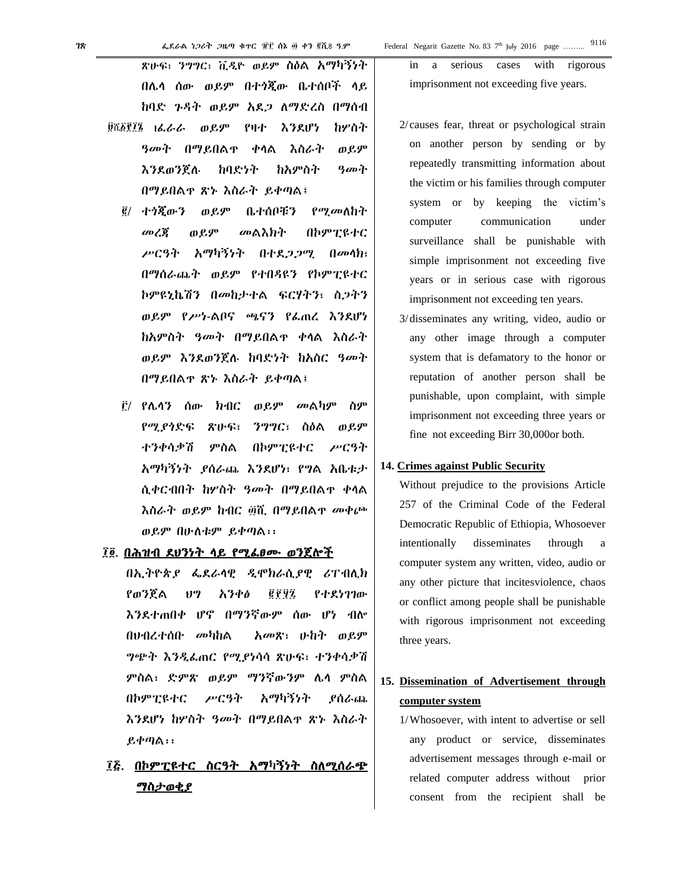ጽሁፍ፣ ንግግር፣ ቪዲዮ ወይም ስዕል አማካኝነት በሌላ ሰው ወይም በተጎጂው ቤተሰቦች ላይ ከባድ ጉዳት ወይም አደጋ ለማድረስ በማሰብ ፍራቻ ወይም የዛተ እንደሆነ ከሦስት ዓመት በማይበልጥ ቀላል እስራት ወይም እንደወንጀሉ ከባድነት ከአምስት ዓመት በማይበልጥ ጽኑ እስራት ይቀጣል፣

፪/ ተጎጂውን ወይም ቤተሰቦቹን የሚመለከት መረጃ ወይም መልእክት በኮምፒዩተር ሥርዓት አማካኝነት በተደጋጋሚ በመላክ፣ በማሰራጨት ወይም የተበዳዩን የኮምፒዩተር ኮምዩኒኬሽን በመከታተል ፍርሃትን፣ ስጋትን ወይም የሥነ-ልቦና ጫናን የፈጠረ እንደሆነ ከአምስት ዓመት በማይበልጥ ቀላል እስራት ወይም እንደወንጀሉ ከባድነት ከአስር ዓመት በማይበልጥ ጽኑ እስራት ይቀጣል፣

፫/ የሌላን ሰው ክብር ወይም መልካም ስም የሚያጎድፍ ጽሁፍ፣ ንግግር፣ ስዕል ወይም ተንቀሳቃሽ ምስል በኮምፒዩተር ሥርዓት አማካኝነት ያሰራጨ እንደሆነ፣ የግል አቤቱታ ሲቀርብበት ከሦስት ዓመት በማይበልጥ ቀላል እስራት ወይም ከብር ፴ሺ በማይበልጥ መቀጮ ወይም በሁለቱም ይቀጣል፡፡

## ፲፬. በሕዝብ ደህንነት ላይ የሚፈፀሙ ወንጀሎች

በኢትዮጵያ ፌደራላዊ ዲሞክራሲያዊ ሪፐብሊክ የወንጀል ህግ አንቀፅ ፪፻፶፯ የተደነገገው እንደተጠበቀ ሆኖ በማንኛውም ሰው ሆነ ብሎ በህብረተሰቡ መካከል አመጽ፣ ሁከት ወይም ግጭት እንዲፈጠር የሚያነሳሳ ጽሁፍ፣ ተንቀሳቃሽ ምስል፣ ድምጽ ወይም ማንኛውንም ሌላ ምስል በኮምፒዩተር ሥርዓት አማካኝነት ያሰራጨ እንደሆነ ከሦስት ዓመት በማይበልጥ ጽኑ እስራት ይቀጣል፡፡

## ፲፭. በኮምፒዩተር ስርዓት አማካኝነት ስለሚሰራጭ ማስታወቂያ

in a serious cases with rigorous imprisonment not exceeding five years.

2/ causes fear, threat or psychological strain on another person by sending or by repeatedly transmitting information about the victim or his families through computer system or by keeping the victim's computer communication under surveillance shall be punishable with simple imprisonment not exceeding five years or in serious case with rigorous imprisonment not exceeding ten years.

3/ disseminates any writing, video, audio or any other image through a computer system that is defamatory to the honor or reputation of another person shall be punishable, upon complaint, with simple imprisonment not exceeding three years or fine not exceeding Birr 30,000or both.

## 14. Crimes against Public Security

Without prejudice to the provisions Article 257 of the Criminal Code of the Federal Democratic Republic of Ethiopia, Whosoever intentionally disseminates through a computer system any written, video, audio or any other picture that incitesviolence, chaos or conflict among people shall be punishable with rigorous imprisonment not exceeding three years.

## 15. Dissemination of Advertisement through computer system

1/ Whosoever, with intent to advertise or sell any product or service, disseminates advertisement messages through e-mail or related computer address without prior consent from the recipient shall be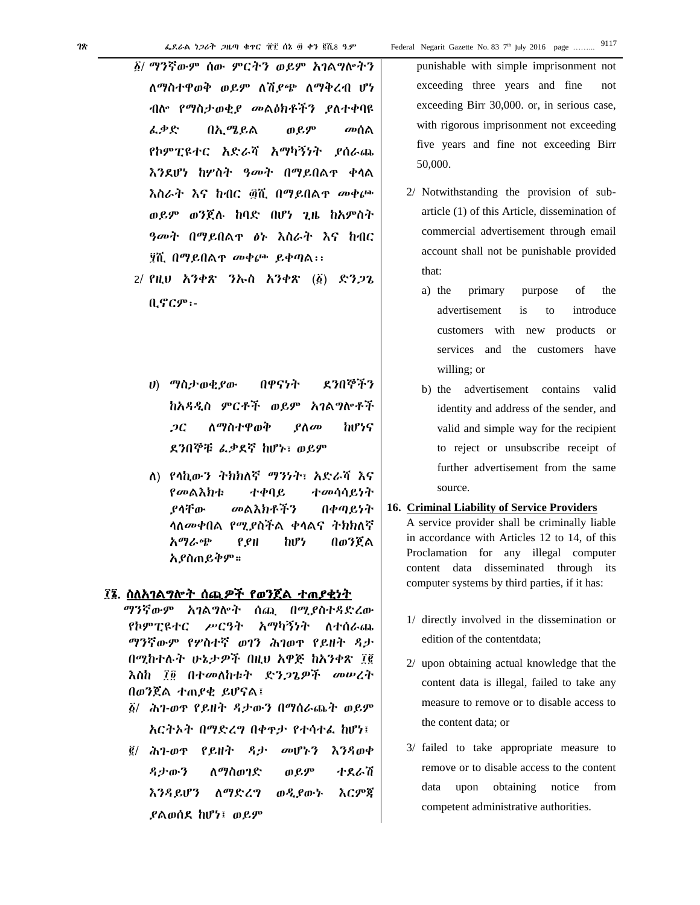፩/ ማንኛውም ሰው ምርትን ወይም አገልግሎትን ለማስተዋወቅ ወይም ለሽያጭ ለማቅረብ ሆነ ብሎ የማስታወቂያ መልዕክቶችን ያለተቀባዩ ፈቃድ በኢሜይል ወይም መሰል የኮምፒዩተር አድራሻ አማካኝነት ያሰራጨ እንደሆነ ከሦስት ዓመት በማይበልጥ ቀላል እስራት እና ከብር ፴ሺ በማይበልጥ መቀጮ ወይም ወንጀሉ ከባድ በሆነ ጊዜ ከአምስት ዓመት በማይበልጥ ፅኑ እስራት እና ከብር ፶ሺ በማይበልጥ መቀጮ ይቀጣል፡፡

2/ የዚህ አንቀጽ ንኡስ አንቀጽ (፩) ድንጋጌ ቢኖርም፡-

ሀ) ማስታወቂያው በዋናነት ደንበኞችን ከአዳዲስ ምርቶች ወይም አገልግሎቶች ጋር ለማስተዋወቅ ያለመ ከሆነና ደንበኞቹ ፈቃደኛ ከሆኑ፣ ወይም

ለ) የላኪውን ትክክለኛ ማንነት፣ አድራሻ እና የመልእክቱ ተቀባይ ተመሳሳይነት ያላቸው መልእክቶችን በቀጣይነት ላለመቀበል የሚያስችል ቀላልና ትክክለኛ አማራጭ የያዘ ከሆነ በወንጀል አያስጠይቅም።

**፲፮. ስለአገልግሎት ሰጪዎች የወንጀል ተጠያቂነት**

ማንኛውም አገልግሎት ሰጪ በሚያስተዳድረው የኮምፒዩተር ሥርዓት አማካኝነት ለተሰራጨ ማንኛውም የሦስተኛ ወገን ሕገወጥ የይዘት ዳታ በሚከተሉት ሁኔታዎች በዚህ አዋጅ ከአንቀጽ ፲፪ እስከ ፲፬ በተመለከቱት ድንጋጌዎች መሠረት በወንጀል ተጠያቂ ይሆናል፣

፩/ ሕገ-ወጥ የይዘት ዳታውን በማሰራጨት ወይም አርትኦት በማድረግ በቀጥታ የተሳተፈ ከሆነ፣

፪/ ሕገ-ወጥ የይዘት ዳታ መሆኑን እንዳወቀ ዳታውን ለማስወገድ ወይም ተደራሽ እንዳይሆን ለማድረግ ወዲያውኑ እርምጃ ያልወሰደ ከሆነ፣ ወይም

punishable with simple imprisonment not exceeding three years and fine not exceeding Birr 30,000. or, in serious case, with rigorous imprisonment not exceeding five years and fine not exceeding Birr 50,000.

2/ Notwithstanding the provision of sub-article (1) of this Article, dissemination of commercial advertisement through email account shall not be punishable provided that:

a) the primary purpose of the advertisement is to introduce customers with new products or services and the customers have willing; or

b) the advertisement contains valid identity and address of the sender, and valid and simple way for the recipient to reject or unsubscribe receipt of further advertisement from the same source.

**16. Criminal Liability of Service Providers**

A service provider shall be criminally liable in accordance with Articles 12 to 14, of this Proclamation for any illegal computer content data disseminated through its computer systems by third parties, if it has:

1/ directly involved in the dissemination or edition of the contentdata;

2/ upon obtaining actual knowledge that the content data is illegal, failed to take any measure to remove or to disable access to the content data; or

3/ failed to take appropriate measure to remove or to disable access to the content data upon obtaining notice from competent administrative authorities.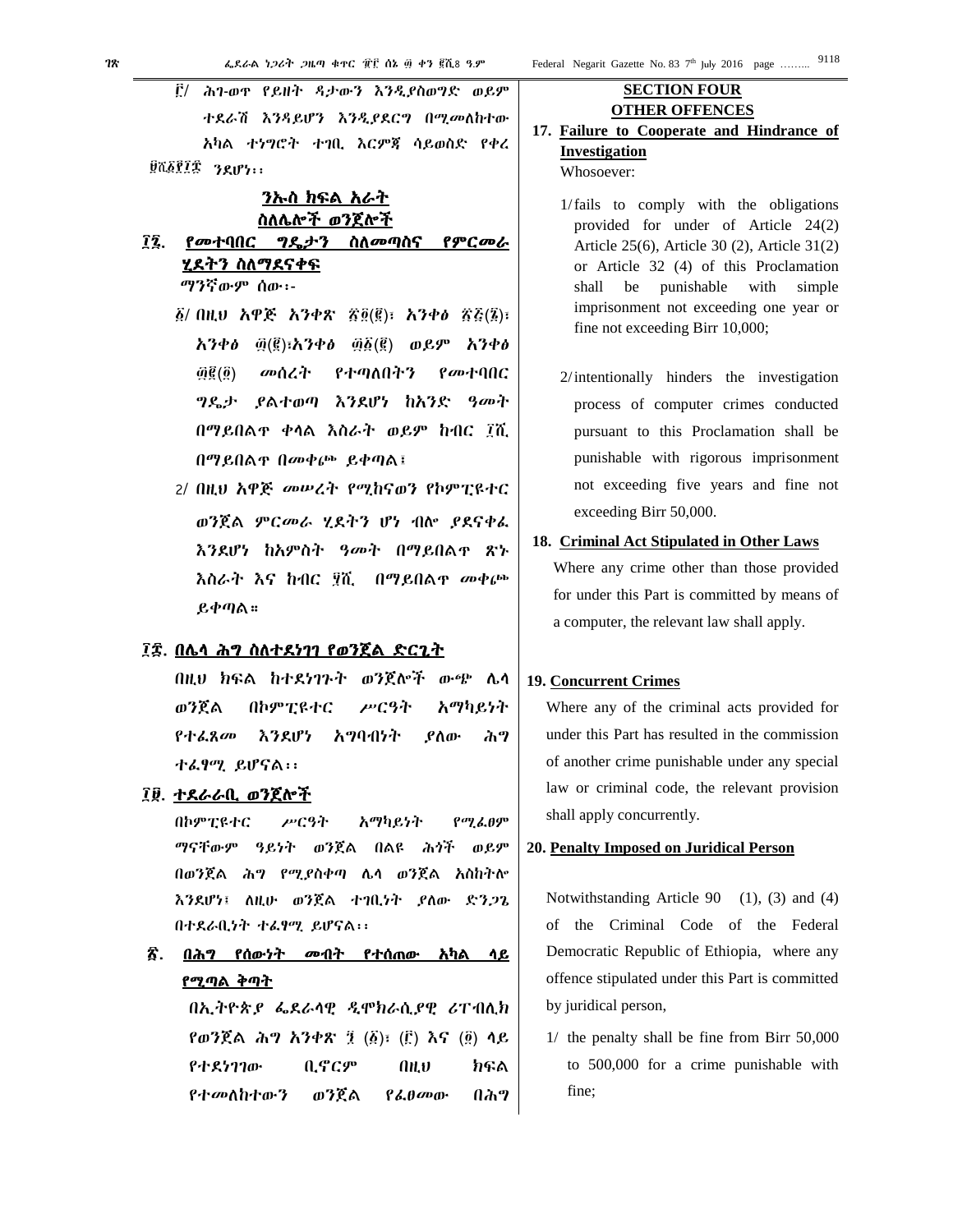፫/ ሕጉ-ወጥ የይዘት ዳታውን እንዲያስወግድ ወይም ተደራሽ እንዳይሆን እንዲያደርግ በሚመለከተው አካል ተነግሮት ተገቢ እርምጃ ሳይወስድ የቀረ ፀ፲፩፻፲፰ ንደሆነ፡፡

## ንኡስ ክፍል አራት
## ስለሌሎች ወንጀሎች

### ፲፯. የመተባበር ግዴታን ስለመጣስና የምርመራ ሂደትን ስለማደናቀፍ

ማንኛውም ሰው፡-

፩/ በዚህ አዋጅ አንቀጽ ፳፬(፪)፣ አንቀፅ ፳፭(፮)፣ አንቀፅ ፴(፪)፣አንቀፅ ፴፩(፪) ወይም አንቀፅ ፴፪(፬) መሰረት የተጣለበትን የመተባበር ግዴታ ያልተወጣ እንደሆነ ከአንድ ዓመት በማይበልጥ ቀላል እስራት ወይም ከብር ፲ሺ በማይበልጥ በመቀጮ ይቀጣል፤

2/ በዚህ አዋጅ መሠረት የሚከናወን የኮምፒዩተር ወንጀል ምርመራ ሂደትን ሆነ ብሎ ያደናቀፈ እንደሆነ ከአምስት ዓመት በማይበልጥ ጽኑ እስራት እና ከብር ፶ሺ በማይበልጥ መቀጮ ይቀጣል።

### ፲፰. በሌላ ሕግ ስለተደነገገ የወንጀል ድርጊት

በዚህ ክፍል ከተደነገጉት ወንጀሎች ውጭ ሌላ ወንጀል በኮምፒዩተር ሥርዓት አማካይነት የተፈጸመ እንደሆነ አግባብነት ያለው ሕግ ተፈፃሚ ይሆናል፡፡

### ፲፱. ተደራራቢ ወንጀሎች

በኮምፒዩተር ሥርዓት አማካይነት የሚፈፀም ማናቸውም ዓይነት ወንጀል በልዩ ሕጎች ወይም በወንጀል ሕግ የሚያስቀጣ ሌላ ወንጀል አስከትሎ እንደሆነ፣ ለዚሁ ወንጀል ተገቢነት ያለው ድንጋጌ በተደራቢነት ተፈፃሚ ይሆናል፡፡

### ፳. በሕግ የሰውነት መብት የተሰጠው አካል ላይ የሚጣል ቅጣት

በኢትዮጵያ ፌደራላዊ ዲሞክራሲያዊ ሪፐብሊክ የወንጀል ሕግ አንቀጽ ፺ (፩)፣ (፫) እና (፬) ላይ የተደነገገው ቢኖርም በዚህ ክፍል የተመለከተውን ወንጀል የፈፀመው በሕግ

## SECTION FOUR
## OTHER OFFENCES

### 17. Failure to Cooperate and Hindrance of Investigation

Whosoever:

1/ fails to comply with the obligations provided for under of Article 24(2) Article 25(6), Article 30 (2), Article 31(2) or Article 32 (4) of this Proclamation shall be punishable with simple imprisonment not exceeding one year or fine not exceeding Birr 10,000;

2/ intentionally hinders the investigation process of computer crimes conducted pursuant to this Proclamation shall be punishable with rigorous imprisonment not exceeding five years and fine not exceeding Birr 50,000.

### 18. Criminal Act Stipulated in Other Laws

Where any crime other than those provided for under this Part is committed by means of a computer, the relevant law shall apply.

### 19. Concurrent Crimes

Where any of the criminal acts provided for under this Part has resulted in the commission of another crime punishable under any special law or criminal code, the relevant provision shall apply concurrently.

### 20. Penalty Imposed on Juridical Person

Notwithstanding Article 90 (1), (3) and (4) of the Criminal Code of the Federal Democratic Republic of Ethiopia, where any offence stipulated under this Part is committed by juridical person,

1/ the penalty shall be fine from Birr 50,000 to 500,000 for a crime punishable with fine;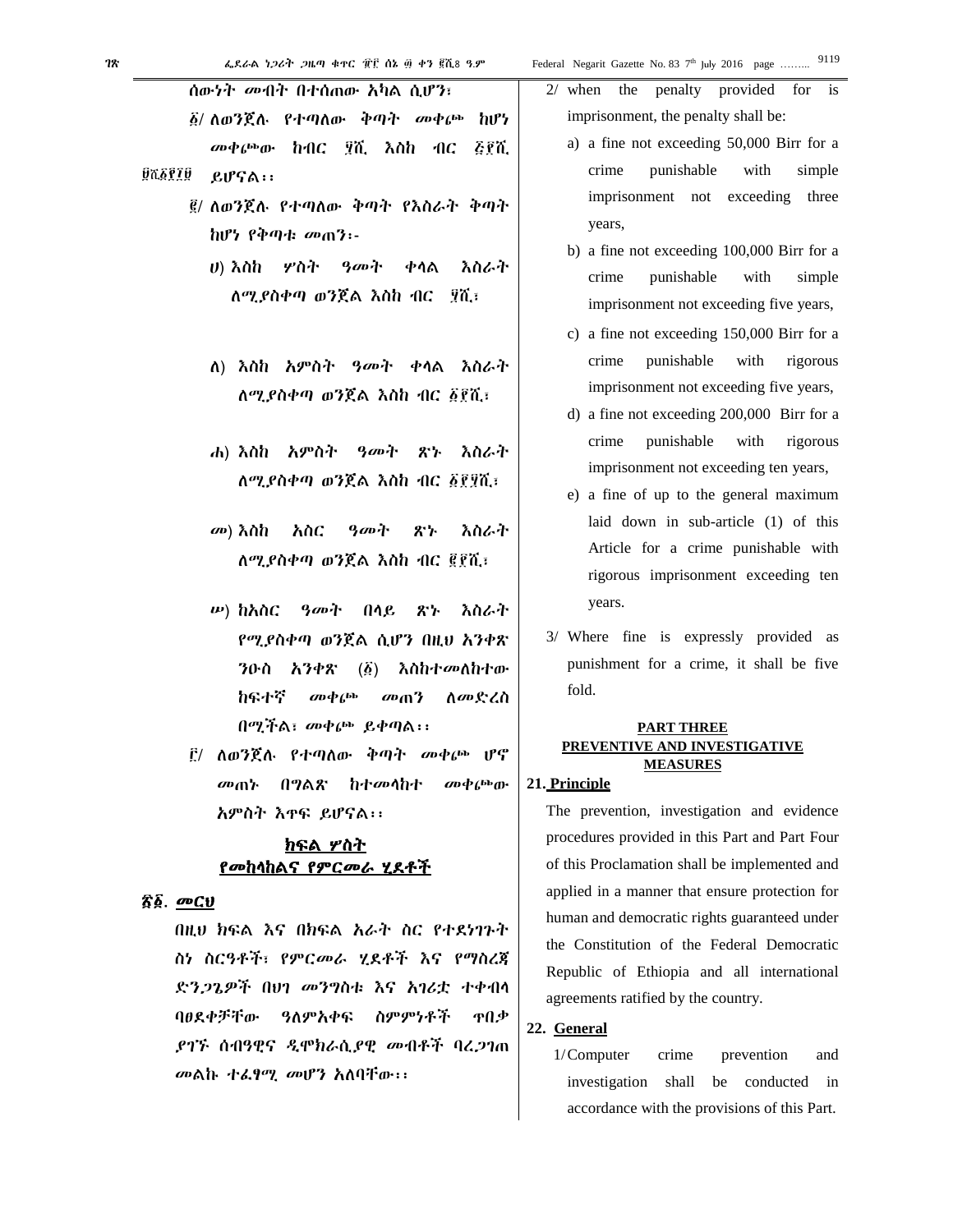ሰውነት መብት በተሰጠው አካል ሲሆን፣

፩/ ለወንጀሉ የተጣለው ቅጣት መቀጮ ከሆነ መቀጮው ከብር ፶ሺ እስከ ብር ፭፻ሺ ይሆናል፡፡

፪/ ለወንጀሉ የተጣለው ቅጣት የእስራት ቅጣት ከሆነ የቅጣቱ መጠን፡-

ሀ) እስከ ሦስት ዓመት ቀላል እስራት ለሚያስቀጣ ወንጀል እስከ ብር ፶ሺ፣

ለ) እስከ አምስት ዓመት ቀላል እስራት ለሚያስቀጣ ወንጀል እስከ ብር ፩፻ሺ፣

ሐ) እስከ አምስት ዓመት ጽኑ እስራት ለሚያስቀጣ ወንጀል እስከ ብር ፩፻፶ሺ፣

መ) እስከ አስር ዓመት ጽኑ እስራት ለሚያስቀጣ ወንጀል እስከ ብር ፪፻ሺ፣

ሠ) ከአስር ዓመት በላይ ጽኑ እስራት የሚያስቀጣ ወንጀል ሲሆን በዚህ አንቀጽ ንዑስ አንቀጽ (፩) እስከተመለከተው ከፍተኛ መቀጮ መጠን ለመድረስ በሚችል፣ መቀጮ ይቀጣል፡፡

፫/ ለወንጀሉ የተጣለው ቅጣት መቀጮ ሆኖ መጠኑ በግልጽ ከተመላከተ መቀጮው አምስት እጥፍ ይሆናል፡፡

## ክፍል ሦስት
## የመከላከልና የምርመራ ሂደቶች

**፳፩. መርህ**

በዚህ ክፍል እና በክፍል አራት ስር የተደነገጉት ስነ ስርዓቶች፣ የምርመራ ሂደቶች እና የማስረጃ ድንጋጌዎች በህገ መንግስቱ እና አገሪቷ ተቀብላ ባፀደቀቻቸው ዓለምአቀፍ ስምምነቶች ጥበቃ ያገኙ ሰብዓዊና ዲሞክራሲያዊ መብቶች ባረጋገጠ መልኩ ተፈፃሚ መሆን አለባቸው፡፡

2/ when the penalty provided for is imprisonment, the penalty shall be:

a) a fine not exceeding 50,000 Birr for a crime punishable with simple imprisonment not exceeding three years,

b) a fine not exceeding 100,000 Birr for a crime punishable with simple imprisonment not exceeding five years,

c) a fine not exceeding 150,000 Birr for a crime punishable with rigorous imprisonment not exceeding five years,

d) a fine not exceeding 200,000 Birr for a crime punishable with rigorous imprisonment not exceeding ten years,

e) a fine of up to the general maximum laid down in sub-article (1) of this Article for a crime punishable with rigorous imprisonment exceeding ten years.

3/ Where fine is expressly provided as punishment for a crime, it shall be five fold.

## PART THREE
## PREVENTIVE AND INVESTIGATIVE MEASURES

**21. Principle**

The prevention, investigation and evidence procedures provided in this Part and Part Four of this Proclamation shall be implemented and applied in a manner that ensure protection for human and democratic rights guaranteed under the Constitution of the Federal Democratic Republic of Ethiopia and all international agreements ratified by the country.

**22. General**

1/ Computer crime prevention and investigation shall be conducted in accordance with the provisions of this Part.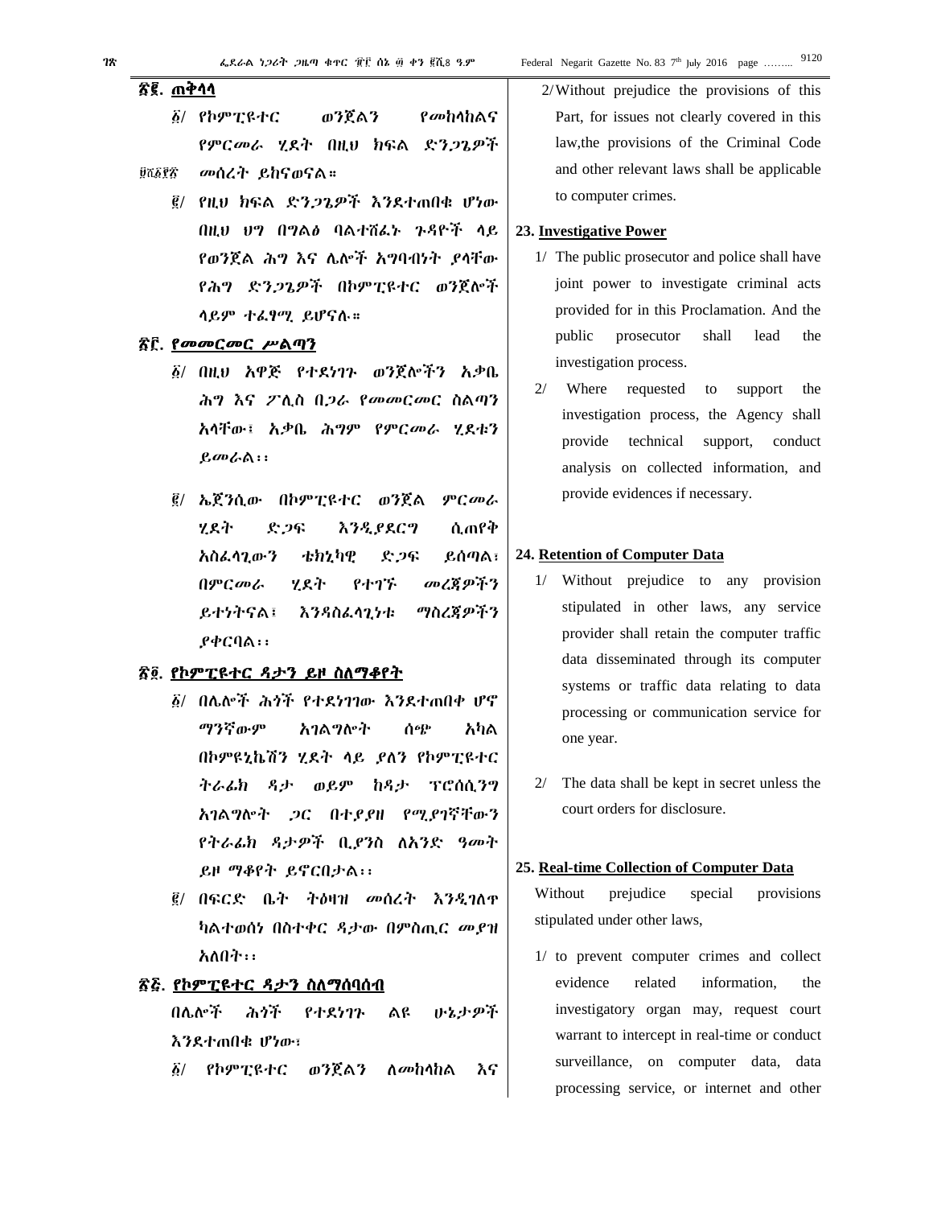## ፳፪. ጠቅላላ

፩/ የኮምፒዩተር ወንጀልን የመከላከልና የምርመራ ሂደት በዚህ ክፍል ድንጋጌዎች መሰረት ይከናወናል።

፪/ የዚህ ክፍል ድንጋጌዎች እንደተጠበቁ ሆነው በዚህ ህግ በግልፅ ባልተሸፈኑ ጉዳዮች ላይ የወንጀል ሕግ እና ሌሎች አግባብነት ያላቸው የሕግ ድንጋጌዎች በኮምፒዩተር ወንጀሎች ላይም ተፈፃሚ ይሆናሉ።

## ፳፫. የመመርመር ሥልጣን

፩/ በዚህ አዋጅ የተደነገጉ ወንጀሎችን አቃቤ ሕግ እና ፖሊስ በጋራ የመመርመር ስልጣን አላቸው፣ አቃቤ ሕግም የምርመራ ሂደቱን ይመራል፡፡

፪/ ኤጀንሲው በኮምፒዩተር ወንጀል ምርመራ ሂደት ድጋፍ እንዲያደርግ ሲጠየቅ አስፈላጊውን ቴክኒካዊ ድጋፍ ይሰጣል፣ በምርመራ ሂደት የተገኙ መረጃዎችን ይተነትናል፣ እንዳስፈላጊነቱ ማስረጃዎችን ያቀርባል፡፡

## ፳፬. የኮምፒዩተር ዳታን ይዞ ስለማቆየት

፩/ በሌሎች ሕጎች የተደነገገው እንደተጠበቀ ሆኖ ማንኛውም አገልግሎት ሰጭ አካል በኮምዩኒኬሽን ሂደት ላይ ያለን የኮምፒዩተር ትራፊክ ዳታ ወይም ከዳታ ፕሮሰሲንግ አገልግሎት ጋር በተያያዘ የሚያገኛቸውን የትራፊክ ዳታዎች ቢያንስ ለአንድ ዓመት ይዞ ማቆየት ይኖርበታል፡፡

፪/ በፍርድ ቤት ትዕዛዝ መሰረት እንዲገለጥ ካልተወሰነ በስተቀር ዳታው በምስጢር መያዝ አለበት፡፡

## ፳፭. የኮምፒዩተር ዳታን ስለማሰባሰብ

በሌሎች ሕጎች የተደነገጉ ልዩ ሁኔታዎች እንደተጠበቁ ሆነው፣

፩/ የኮምፒዩተር ወንጀልን ለመከላከል እና

2/ Without prejudice the provisions of this Part, for issues not clearly covered in this law,the provisions of the Criminal Code and other relevant laws shall be applicable to computer crimes.

## 23. Investigative Power

1/ The public prosecutor and police shall have joint power to investigate criminal acts provided for in this Proclamation. And the public prosecutor shall lead the investigation process.

2/ Where requested to support the investigation process, the Agency shall provide technical support, conduct analysis on collected information, and provide evidences if necessary.

## 24. Retention of Computer Data

1/ Without prejudice to any provision stipulated in other laws, any service provider shall retain the computer traffic data disseminated through its computer systems or traffic data relating to data processing or communication service for one year.

2/ The data shall be kept in secret unless the court orders for disclosure.

## 25. Real-time Collection of Computer Data

Without prejudice special provisions stipulated under other laws,

1/ to prevent computer crimes and collect evidence related information, the investigatory organ may, request court warrant to intercept in real-time or conduct surveillance, on computer data, data processing service, or internet and other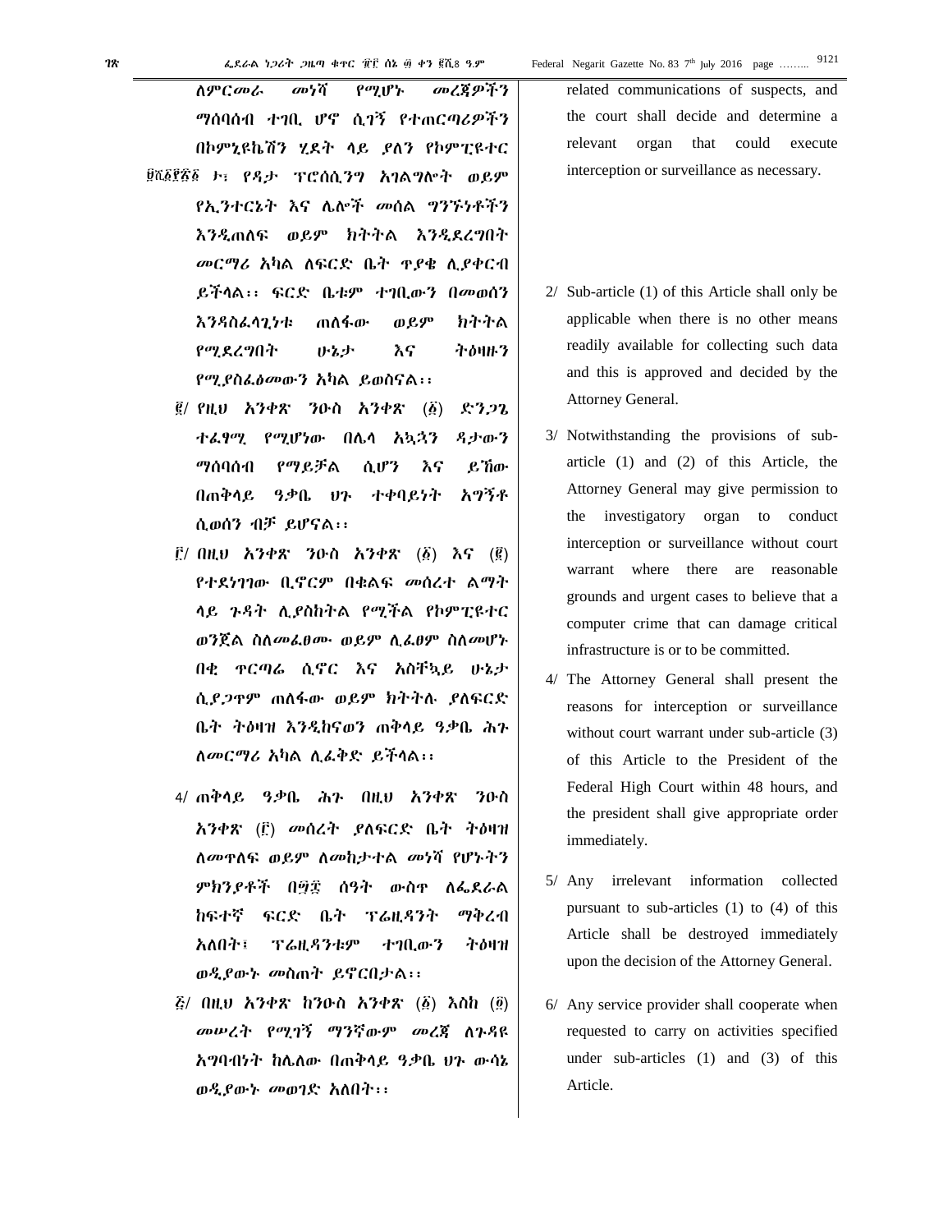ለምርመራ መነሻ የሚሆኑ መረጃዎችን ማሰባሰብ ተገቢ ሆኖ ሲገኝ የተጠርጣሪዎችን በኮምኒዩኬሽን ሂደት ላይ ያለን የኮምፒዩተር ዳታ ፕሮሰሲንግ አገልግሎት ወይም የኢንተርኔት እና ሌሎች መሰል ግንኙነቶችን እንዲጠለፍ ወይም ክትትል እንዲደረግበት መርማሪ አካል ለፍርድ ቤት ጥያቄ ሊያቀርብ ይችላል፡፡ ፍርድ ቤቱም ተገቢውን በመወሰን እንዳስፈላጊነቱ ጠለፋው ወይም ክትትል የሚደረግበት ሁኔታ እና ትዕዛዙን የሚያስፈፅመውን አካል ይወስናል፡፡

፪/ የዚህ አንቀጽ ንዑስ አንቀጽ (፩) ድንጋጌ ተፈፃሚ የሚሆነው በሌላ አኳኋን ዳታውን ማሰባሰብ የማይቻል ሲሆን እና ይኸው በጠቅላይ ዓቃቤ ህጉ ተቀባይነት አግኝቶ ሲወሰን ብቻ ይሆናል፡፡

፫/ በዚህ አንቀጽ ንዑስ አንቀጽ (፩) እና (፪) የተደነገገው ቢኖርም በቁልፍ መሰረተ ልማት ላይ ጉዳት ሊያስከትል የሚችል የኮምፒዩተር ወንጀል ስለመፈፀሙ ወይም ሊፈፀም ስለመሆኑ በቂ ጥርጣሬ ሲኖር እና አስቸኳይ ሁኔታ ሲያጋጥም ጠለፋው ወይም ክትትሉ ያለፍርድ ቤት ትዕዛዝ እንዲከናወን ጠቅላይ ዓቃቤ ሕጉ ለመርማሪ አካል ሊፈቅድ ይችላል፡፡

4/ ጠቅላይ ዓቃቤ ሕጉ በዚህ አንቀጽ ንዑስ አንቀጽ (፫) መሰረት ያለፍርድ ቤት ትዕዛዝ ለመጥለፍ ወይም ለመከታተል መነሻ የሆኑትን ምክንያቶች በ፵፰ ሰዓት ውስጥ ለፌደራል ከፍተኛ ፍርድ ቤት ፕሬዚዳንት ማቅረብ አለበት፣ ፕሬዚዳንቱም ተገቢውን ትዕዛዝ ወዲያውኑ መስጠት ይኖርበታል፡፡

፭/ በዚህ አንቀጽ ከንዑስ አንቀጽ (፩) እስከ (፬) መሠረት የሚገኝ ማንኛውም መረጃ ለጉዳዩ አግባብነት ከሌለው በጠቅላይ ዓቃቤ ህጉ ውሳኔ ወዲያውኑ መወገድ አለበት፡፡

related communications of suspects, and the court shall decide and determine a relevant organ that could execute interception or surveillance as necessary.

2/ Sub-article (1) of this Article shall only be applicable when there is no other means readily available for collecting such data and this is approved and decided by the Attorney General.

3/ Notwithstanding the provisions of sub-article (1) and (2) of this Article, the Attorney General may give permission to the investigatory organ to conduct interception or surveillance without court warrant where there are reasonable grounds and urgent cases to believe that a computer crime that can damage critical infrastructure is or to be committed.

4/ The Attorney General shall present the reasons for interception or surveillance without court warrant under sub-article (3) of this Article to the President of the Federal High Court within 48 hours, and the president shall give appropriate order immediately.

5/ Any irrelevant information collected pursuant to sub-articles (1) to (4) of this Article shall be destroyed immediately upon the decision of the Attorney General.

6/ Any service provider shall cooperate when requested to carry on activities specified under sub-articles (1) and (3) of this Article.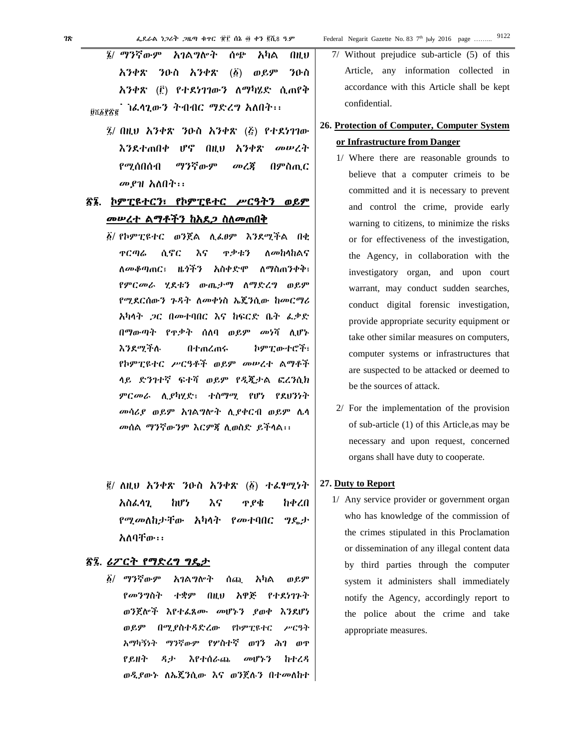፮/ ማንኛውም አገልግሎት ሰጭ አካል በዚህ አንቀጽ ንዑስ አንቀጽ (፩) ወይም ንዑስ አንቀጽ (፫) የተደነገገውን ለማካሄድ ሲጠየቅ አስፈላጊውን ትብብር ማድረግ አለበት፡፡

፯/ በዚህ አንቀጽ ንዑስ አንቀጽ (፭) የተደነገገው እንደተጠበቀ ሆኖ በዚህ አንቀጽ መሠረት የሚሰበሰብ ማንኛውም መረጃ በምስጢር መያዝ አለበት፡፡

## ፳፮. ኮምፒዩተርን፣ የኮምፒዩተር ሥርዓትን ወይም መሠረተ ልማቶችን ከአደጋ ስለመጠበቅ

፩/ የኮምፒዩተር ወንጀል ሊፈፀም እንደሚችል በቂ ጥርጣሬ ሲኖር እና ጥቃቱን ለመከላከልና ለመቆጣጠር፣ ዜጎችን አስቀድሞ ለማስጠንቀቅ፣ የምርመራ ሂደቱን ውጤታማ ለማድረግ ወይም የሚደርሰውን ጉዳት ለመቀነስ ኤጀንሲው ከመርማሪ አካላት ጋር በመተባበር እና ከፍርድ ቤት ፈቃድ በማውጣት የጥቃት ሰለባ ወይም መነሻ ሊሆኑ እንደሚችሉ በተጠረጠሩ ኮምፒውተሮች፣ የኮምፒዩተር ሥርዓቶች ወይም መሠረተ ልማቶች ላይ ድንገተኛ ፍተሻ ወይም የዲጂታል ፎረንሲክ ምርመራ ሊያካሂድ፣ ተስማሚ የሆነ የደህንነት መሳሪያ ወይም አገልግሎት ሊያቀርብ ወይም ሌላ መሰል ማንኛውንም እርምጃ ሊወስድ ይችላል፡፡

፪/ ለዚህ አንቀጽ ንዑስ አንቀጽ (፩) ተፈፃሚነት አስፈላጊ ከሆነ እና ጥያቄ ከቀረበ የሚመለከታቸው አካላት የመተባበር ግዴታ አለባቸው፡፡

## ፳፯. ሪፖርት የማድረግ ግዴታ

፩/ ማንኛውም አገልግሎት ሰጪ አካል ወይም የመንግስት ተቋም በዚህ አዋጅ የተደነገጉት ወንጀሎች እየተፈጸሙ መሆኑን ያወቀ እንደሆነ ወይም በሚያስተዳድረው የኮምፒዩተር ሥርዓት አማካኝነት ማንኛውም የሦስተኛ ወገን ሕገ ወጥ የይዘት ዳታ እየተሰራጨ መሆኑን ከተረዳ ወዲያውኑ ለኤጀንሲው እና ወንጀሉን በተመለከተ

7/ Without prejudice sub-article (5) of this Article, any information collected in accordance with this Article shall be kept confidential.

## 26. Protection of Computer, Computer System or Infrastructure from Danger

1/ Where there are reasonable grounds to believe that a computer crimeis to be committed and it is necessary to prevent and control the crime, provide early warning to citizens, to minimize the risks or for effectiveness of the investigation, the Agency, in collaboration with the investigatory organ, and upon court warrant, may conduct sudden searches, conduct digital forensic investigation, provide appropriate security equipment or take other similar measures on computers, computer systems or infrastructures that are suspected to be attacked or deemed to be the sources of attack.

2/ For the implementation of the provision of sub-article (1) of this Article,as may be necessary and upon request, concerned organs shall have duty to cooperate.

## 27. Duty to Report

1/ Any service provider or government organ who has knowledge of the commission of the crimes stipulated in this Proclamation or dissemination of any illegal content data by third parties through the computer system it administers shall immediately notify the Agency, accordingly report to the police about the crime and take appropriate measures.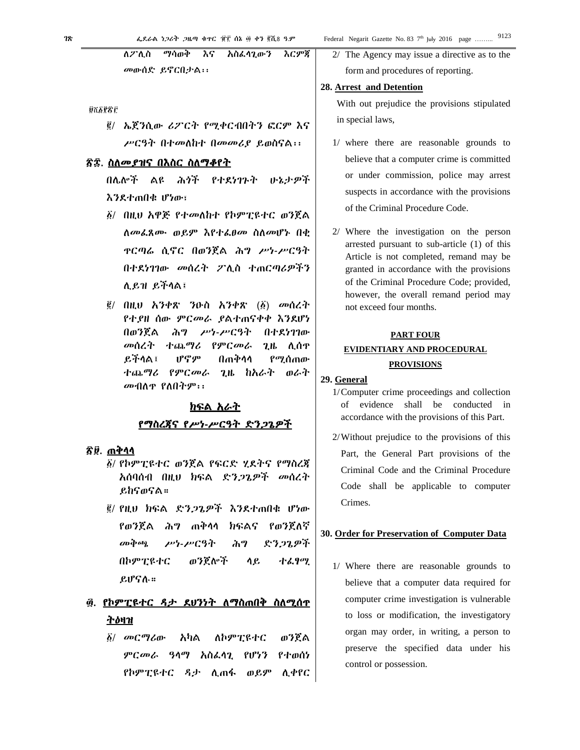ለፖሊስ ማሳወቅ እና አስፈላጊውን እርምጃ መውሰድ ይኖርበታል፡፡

፪/ ኤጀንሲው ሪፖርት የሚቀርብበትን ፎርም እና ሥርዓት በተመለከተ በመመሪያ ይወስናል፡፡

**፳፰. ስለመያዝና በእስር ስለማቆየት**

በሌሎች ልዩ ሕጎች የተደነገጉት ሁኔታዎች እንደተጠበቁ ሆነው፣

፩/ በዚህ አዋጅ የተመለከተ የኮምፒዩተር ወንጀል ለመፈጸሙ ወይም እየተፈፀመ ስለመሆኑ በቂ ጥርጣሬ ሲኖር በወንጀል ሕግ ሥነ-ሥርዓት በተደነገገው መሰረት ፖሊስ ተጠርጣሪዎችን ሊይዝ ይችላል፤

፪/ በዚህ አንቀጽ ንዑስ አንቀጽ (፩) መሰረት የተያዘ ሰው ምርመራ ያልተጠናቀቀ እንደሆነ በወንጀል ሕግ ሥነ-ሥርዓት በተደነገገው መሰረት ተጨማሪ የምርመራ ጊዜ ሊሰጥ ይችላል፤ ሆኖም በጠቅላላ የሚሰጠው ተጨማሪ የምርመራ ጊዜ ከአራት ወራት መብለጥ የለበትም፡፡

## ክፍል አራት

## የማስረጃና የሥነ-ሥርዓት ድንጋጌዎች

**፳፱. ጠቅላላ**

፩/ የኮምፒዩተር ወንጀል የፍርድ ሂደትና የማስረጃ አሰባሰብ በዚህ ክፍል ድንጋጌዎች መሰረት ይከናወናል።

፪/ የዚህ ክፍል ድንጋጌዎች እንደተጠበቁ ሆነው የወንጀል ሕግ ጠቅላላ ክፍልና የወንጀለኛ መቅጫ ሥነ-ሥርዓት ሕግ ድንጋጌዎች በኮምፒዩተር ወንጀሎች ላይ ተፈፃሚ ይሆናሉ።

**፴. የኮምፒዩተር ዳታ ደህንነት ለማስጠበቅ ስለሚሰጥ ትዕዛዝ**

፩/ መርማሪው አካል ለኮምፒዩተር ወንጀል ምርመራ ዓላማ አስፈላጊ የሆነን የተወሰነ የኮምፒዩተር ዳታ ሊጠፋ ወይም ሊቀየር

2/ The Agency may issue a directive as to the form and procedures of reporting.

**28. Arrest and Detention**

With out prejudice the provisions stipulated in special laws,

1/ where there are reasonable grounds to believe that a computer crime is committed or under commission, police may arrest suspects in accordance with the provisions of the Criminal Procedure Code.

2/ Where the investigation on the person arrested pursuant to sub-article (1) of this Article is not completed, remand may be granted in accordance with the provisions of the Criminal Procedure Code; provided, however, the overall remand period may not exceed four months.

## PART FOUR

## EVIDENTIARY AND PROCEDURAL PROVISIONS

**29. General**

1/ Computer crime proceedings and collection of evidence shall be conducted in accordance with the provisions of this Part.

2/ Without prejudice to the provisions of this Part, the General Part provisions of the Criminal Code and the Criminal Procedure Code shall be applicable to computer Crimes.

**30. Order for Preservation of Computer Data**

1/ Where there are reasonable grounds to believe that a computer data required for computer crime investigation is vulnerable to loss or modification, the investigatory organ may order, in writing, a person to preserve the specified data under his control or possession.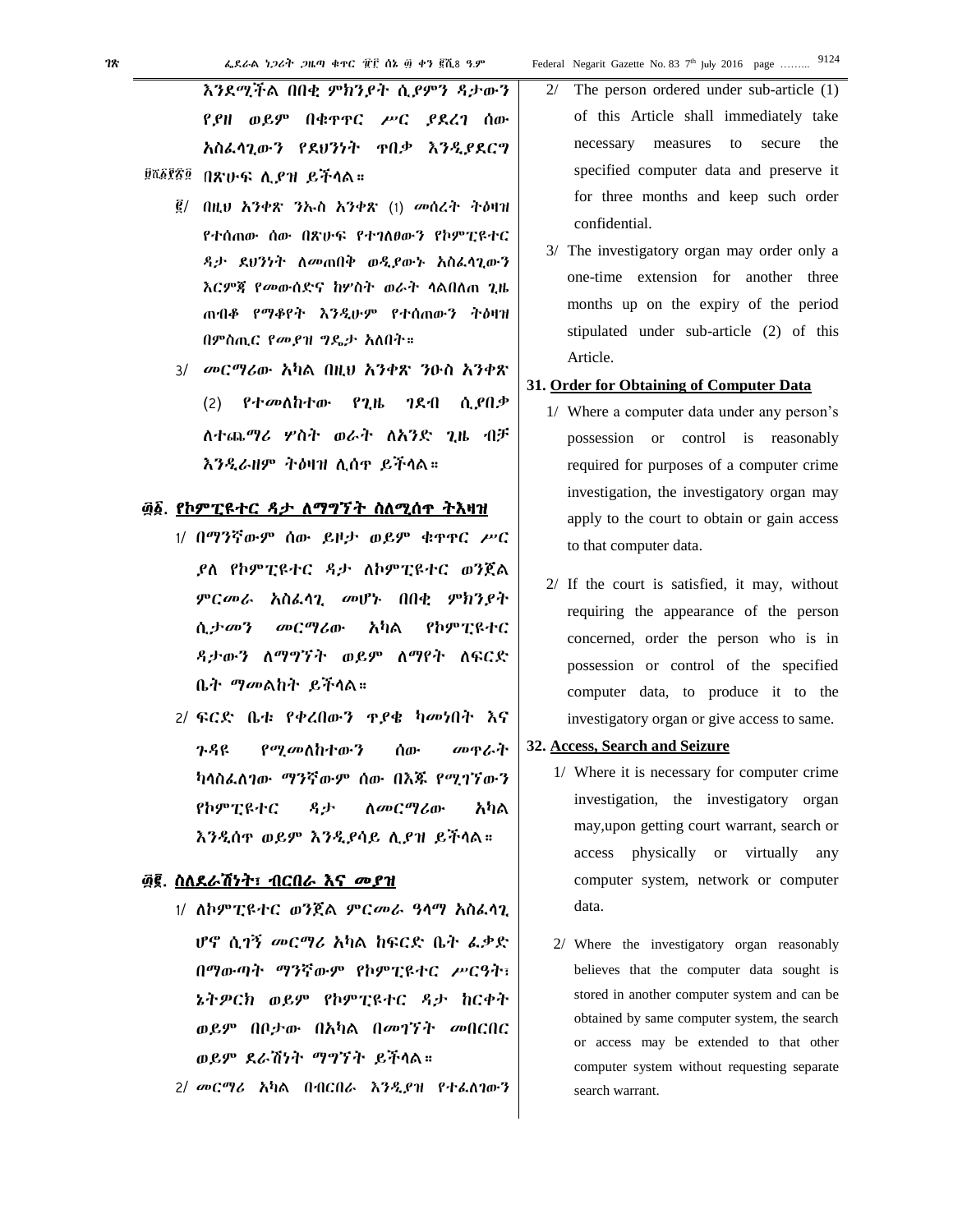እንደሚችል በበቂ ምክንያት ሲያምን ዳታውን የያዘ ወይም በቁጥጥር ሥር ያደረገ ሰው አስፈላጊውን የደህንነት ጥበቃ እንዲያደርግ በጽሁፍ ሊያዝ ይችላል።

፪/ በዚህ አንቀጽ ንኡስ አንቀጽ (1) መሰረት ትዕዛዝ የተሰጠው ሰው በጽሁፍ የተገለፀውን የኮምፒዩተር ዳታ ደህንነት ለመጠበቅ ወዲያውኑ አስፈላጊውን እርምጃ የመውሰድና ከሦስት ወራት ላልበለጠ ጊዜ ጠብቆ የማቆየት እንዲሁም የተሰጠውን ትዕዛዝ በምስጢር የመያዝ ግዴታ አለበት።

3/ መርማሪው አካል በዚህ አንቀጽ ንዑስ አንቀጽ (2) የተመለከተው የጊዜ ገደብ ሲያበቃ ለተጨማሪ ሦስት ወራት ለአንድ ጊዜ ብቻ እንዲራዘም ትዕዛዝ ሊሰጥ ይችላል።

## ፴፩. የኮምፒዩተር ዳታ ለማግኘት ስለሚሰጥ ትእዛዝ

1/ በማንኛውም ሰው ይዞታ ወይም ቁጥጥር ሥር ያለ የኮምፒዩተር ዳታ ለኮምፒዩተር ወንጀል ምርመራ አስፈላጊ መሆኑ በበቂ ምክንያት ሲታመን መርማሪው አካል የኮምፒዩተር ዳታውን ለማግኘት ወይም ለማየት ለፍርድ ቤት ማመልከት ይችላል።

2/ ፍርድ ቤቱ የቀረበውን ጥያቄ ካመነበት እና ጉዳዩ የሚመለከተውን ሰው መጥራት ካላስፈለገው ማንኛውም ሰው በእጁ የሚገኘውን የኮምፒዩተር ዳታ ለመርማሪው አካል እንዲሰጥ ወይም እንዲያሳይ ሊያዝ ይችላል።

## ፴፪. ስለደራሽነት፣ ብርበራ እና መያዝ

1/ ለኮምፒዩተር ወንጀል ምርመራ ዓላማ አስፈላጊ ሆኖ ሲገኝ መርማሪ አካል ከፍርድ ቤት ፈቃድ በማውጣት ማንኛውም የኮምፒዩተር ሥርዓት፣ ኔትዎርክ ወይም የኮምፒዩተር ዳታ ከርቀት ወይም በቦታው በአካል በመገኘት መበርበር ወይም ደራሽነት ማግኘት ይችላል።

2/ መርማሪ አካል በብርበራ እንዲያዝ የተፈለገውን

2/ The person ordered under sub-article (1) of this Article shall immediately take necessary measures to secure the specified computer data and preserve it for three months and keep such order confidential.

3/ The investigatory organ may order only a one-time extension for another three months up on the expiry of the period stipulated under sub-article (2) of this Article.

## 31. Order for Obtaining of Computer Data

1/ Where a computer data under any person's possession or control is reasonably required for purposes of a computer crime investigation, the investigatory organ may apply to the court to obtain or gain access to that computer data.

2/ If the court is satisfied, it may, without requiring the appearance of the person concerned, order the person who is in possession or control of the specified computer data, to produce it to the investigatory organ or give access to same.

## 32. Access, Search and Seizure

1/ Where it is necessary for computer crime investigation, the investigatory organ may,upon getting court warrant, search or access physically or virtually any computer system, network or computer data.

2/ Where the investigatory organ reasonably believes that the computer data sought is stored in another computer system and can be obtained by same computer system, the search or access may be extended to that other computer system without requesting separate search warrant.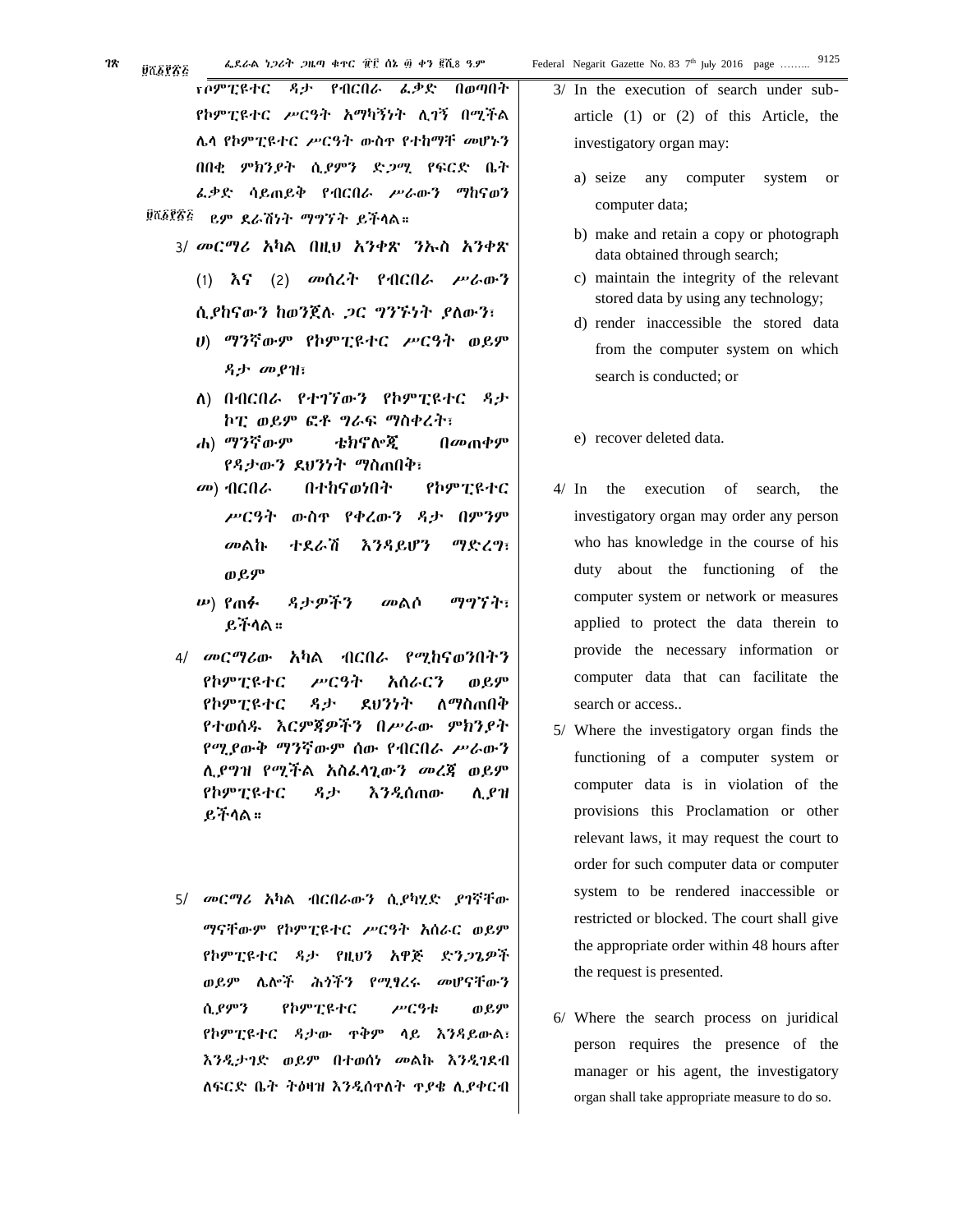ኮምፒዩተር ዳታ የብርበራ ፈቃድ በወጣበት የኮምፒዩተር ሥርዓት አማካኝነት ሊገኝ በሚችል ሌላ የኮምፒዩተር ሥርዓት ውስጥ የተከማቸ መሆኑን በበቂ ምክንያት ሲያምን ድጋሚ የፍርድ ቤት ፈቃድ ሳይጠይቅ የብርበራ ሥራውን ማከናወን ፱ሺ፩፻፳፭ ይም ደራሽነት ማግኘት ይችላል።

3/ መርማሪ አካል በዚህ አንቀጽ ንኡስ አንቀጽ (1) እና (2) መሰረት የብርበራ ሥራውን ሲያከናውን ከወንጀሉ ጋር ግንኙነት ያለውን፣

ሀ) ማንኛውም የኮምፒዩተር ሥርዓት ወይም ዳታ መያዝ፣

ለ) በብርበራ የተገኘውን የኮምፒዩተር ዳታ ኮፒ ወይም ፎቶ ግራፍ ማስቀረት፣

ሐ) ማንኛውም ቴክኖሎጂ በመጠቀም የዳታውን ደህንነት ማስጠበቅ፣

መ) ብርበራ በተከናወነበት የኮምፒዩተር ሥርዓት ውስጥ የቀረውን ዳታ በምንም መልኩ ተደራሽ እንዳይሆን ማድረግ፣ ወይም

ሠ) የጠፉ ዳታዎችን መልሶ ማግኘት፣ ይችላል።

4/ መርማሪው አካል ብርበራ የሚከናወንበትን የኮምፒዩተር ሥርዓት አሰራርን ወይም የኮምፒዩተር ዳታ ደህንነት ለማስጠበቅ የተወሰዱ እርምጃዎችን በሥራው ምክንያት የሚያውቅ ማንኛውም ሰው የብርበራ ሥራውን ሊያግዝ የሚችል አስፈላጊውን መረጃ ወይም የኮምፒዩተር ዳታ እንዲሰጠው ሊያዝ ይችላል።

5/ መርማሪ አካል ብርበራውን ሲያካሂድ ያገኛቸው ማናቸውም የኮምፒዩተር ሥርዓት አሰራር ወይም የኮምፒዩተር ዳታ የዚህን አዋጅ ድንጋጌዎች ወይም ሌሎች ሕጎችን የሚፃረሩ መሆናቸውን ሲያምን የኮምፒዩተር ሥርዓቱ ወይም የኮምፒዩተር ዳታው ጥቅም ላይ እንዳይውል፣ እንዲታገድ ወይም በተወሰነ መልኩ እንዲገደብ ለፍርድ ቤት ትዕዛዝ እንዲሰጥለት ጥያቄ ሊያቀርብ

3/ In the execution of search under sub-article (1) or (2) of this Article, the investigatory organ may:

a) seize any computer system or computer data;

b) make and retain a copy or photograph data obtained through search;

c) maintain the integrity of the relevant stored data by using any technology;

d) render inaccessible the stored data from the computer system on which search is conducted; or

e) recover deleted data.

4/ In the execution of search, the investigatory organ may order any person who has knowledge in the course of his duty about the functioning of the computer system or network or measures applied to protect the data therein to provide the necessary information or computer data that can facilitate the search or access..

5/ Where the investigatory organ finds the functioning of a computer system or computer data is in violation of the provisions this Proclamation or other relevant laws, it may request the court to order for such computer data or computer system to be rendered inaccessible or restricted or blocked. The court shall give the appropriate order within 48 hours after the request is presented.

6/ Where the search process on juridical person requires the presence of the manager or his agent, the investigatory organ shall take appropriate measure to do so.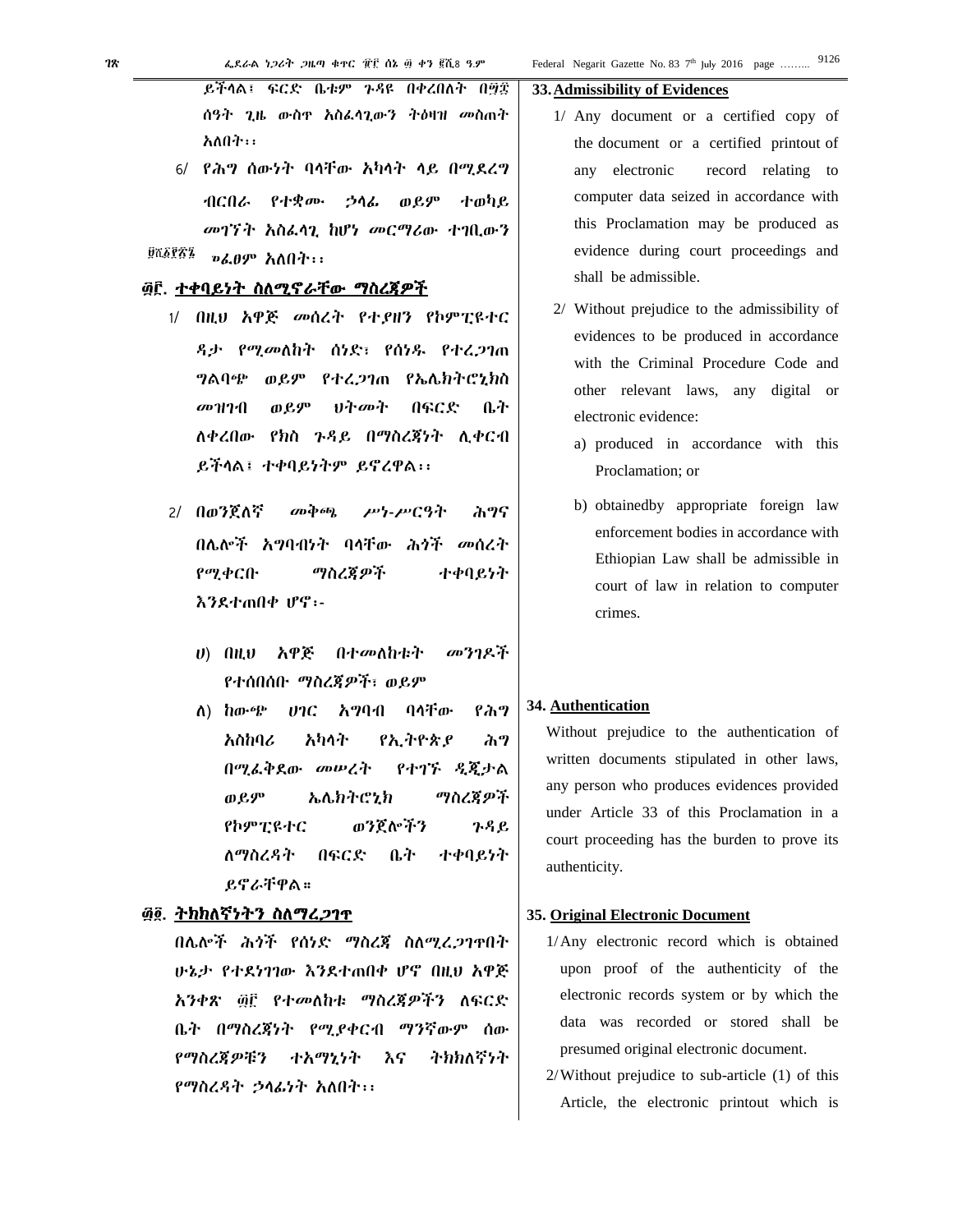ይችላል፣ ፍርድ ቤቱም ጉዳዩ በቀረበለት በ፵፰ ሰዓት ጊዜ ውስጥ አስፈላጊውን ትዕዛዝ መስጠት አለበት፡፡

6/ የሕግ ሰውነት ባላቸው አካላት ላይ በሚደረግ ብርበራ የተቋሙ ኃላፊ ወይም ተወካይ መገኘት አስፈላጊ ከሆነ መርማሪው ተገቢውን ጥሪ ማድረግ አለበት፡፡

## ፴፫. ተቀባይነት ስለሚኖራቸው ማስረጃዎች

1/ በዚህ አዋጅ መሰረት የተያዘን የኮምፒዩተር ዳታ የሚመለከት ሰነድ፣ የሰነዱ የተረጋገጠ ግልባጭ ወይም የተረጋገጠ የኤሌክትሮኒክስ መዝገብ ወይም ህትመት በፍርድ ቤት ለቀረበው የክስ ጉዳይ በማስረጃነት ሊቀርብ ይችላል፤ ተቀባይነትም ይኖረዋል፡፡

2/ በወንጀለኛ መቅጫ ሥነ-ሥርዓት ሕግና በሌሎች አግባብነት ባላቸው ሕጎች መሰረት የሚቀርቡ ማስረጃዎች ተቀባይነት እንደተጠበቀ ሆኖ፦

ሀ) በዚህ አዋጅ በተመለከቱት መንገዶች የተሰበሰቡ ማስረጃዎች፣ ወይም

ለ) ከውጭ ሀገር አግባብ ባላቸው የሕግ አስከባሪ አካላት የኢትዮጵያ ሕግ በሚፈቅደው መሠረት የተገኙ ዲጂታል ወይም ኤሌክትሮኒክ ማስረጃዎች የኮምፒዩተር ወንጀሎችን ጉዳይ ለማስረዳት በፍርድ ቤት ተቀባይነት ይኖራቸዋል።

## ፴፬. ትክክለኛነትን ስለማረጋገጥ

በሌሎች ሕጎች የሰነድ ማስረጃ ስለሚረጋገጥበት ሁኔታ የተደነገገው እንደተጠበቀ ሆኖ በዚህ አዋጅ አንቀጽ ፴፫ የተመለከቱ ማስረጃዎችን ለፍርድ ቤት በማስረጃነት የሚያቀርብ ማንኛውም ሰው የማስረጃዎቹን ተአማኒነት እና ትክክለኛነት የማስረዳት ኃላፊነት አለበት፡፡

## 33. Admissibility of Evidences

1/ Any document or a certified copy of the document or a certified printout of any electronic record relating to computer data seized in accordance with this Proclamation may be produced as evidence during court proceedings and shall be admissible.

2/ Without prejudice to the admissibility of evidences to be produced in accordance with the Criminal Procedure Code and other relevant laws, any digital or electronic evidence:

a) produced in accordance with this Proclamation; or

b) obtainedby appropriate foreign law enforcement bodies in accordance with Ethiopian Law shall be admissible in court of law in relation to computer crimes.

## 34. Authentication

Without prejudice to the authentication of written documents stipulated in other laws, any person who produces evidences provided under Article 33 of this Proclamation in a court proceeding has the burden to prove its authenticity.

## 35. Original Electronic Document

1/ Any electronic record which is obtained upon proof of the authenticity of the electronic records system or by which the data was recorded or stored shall be presumed original electronic document.

2/ Without prejudice to sub-article (1) of this Article, the electronic printout which is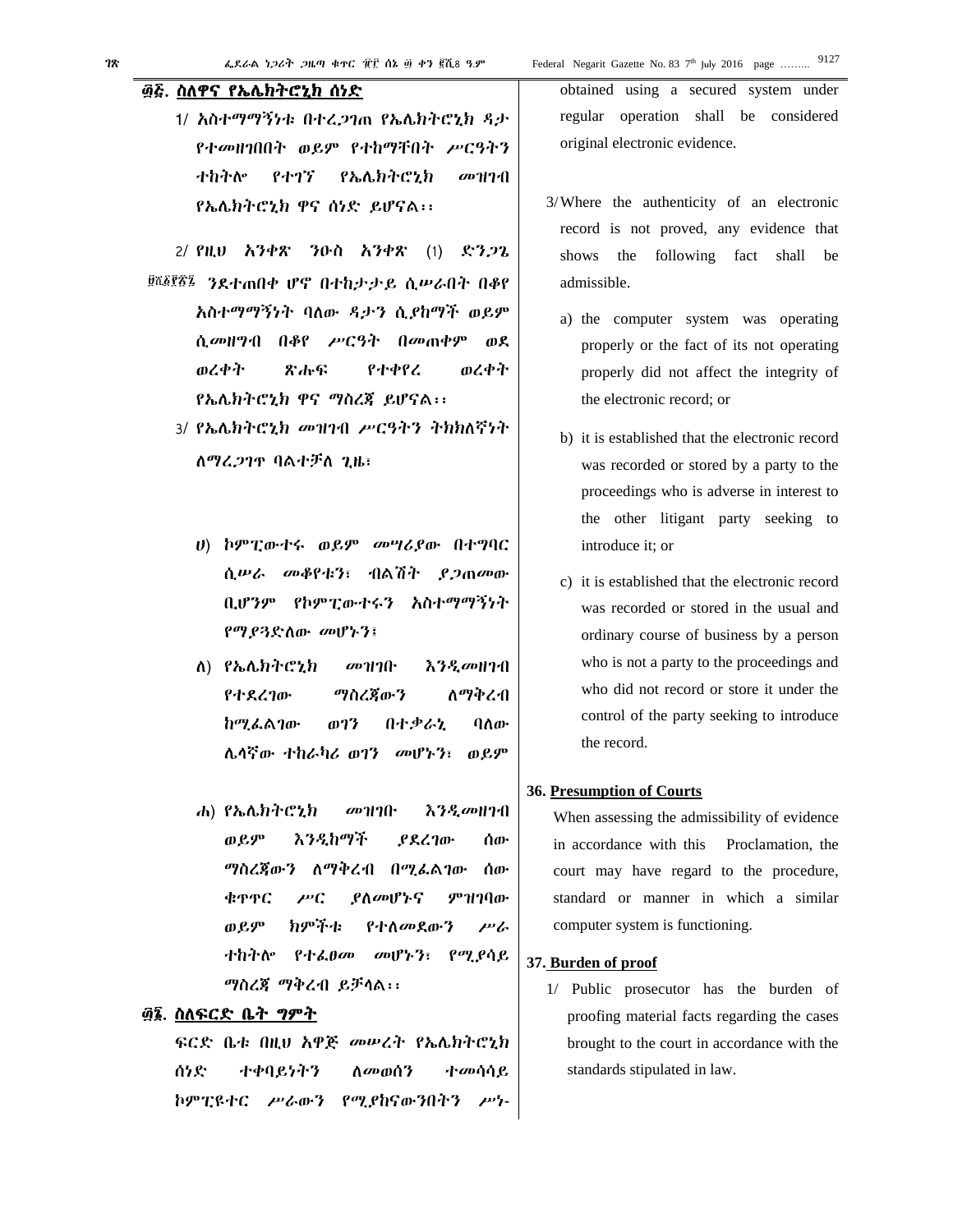## ፴፭. ስለዋና የኤሌክትሮኒክ ሰነድ

1/ አስተማማኝነቱ በተረጋገጠ የኤሌክትሮኒክ ዳታ የተመዘገበበት ወይም የተከማቸበት ሥርዓትን ተከትሎ የተገኘ የኤሌክትሮኒክ መዝገብ የኤሌክትሮኒክ ዋና ሰነድ ይሆናል፡፡

2/ የዚህ አንቀጽ ንዑስ አንቀጽ (1) ድንጋጌ እንደተጠበቀ ሆኖ በተከታታይ ሲሠራበት በቆየ አስተማማኝነት ባለው ዳታን ሲያከማች ወይም ሲመዘግብ በቆየ ሥርዓት በመጠቀም ወደ ወረቀት ጽሑፍ የተቀየረ ወረቀት የኤሌክትሮኒክ ዋና ማስረጃ ይሆናል፡፡

3/ የኤሌክትሮኒክ መዝገብ ሥርዓትን ትክክለኛነት ለማረጋገጥ ባልተቻለ ጊዜ፣

ሀ) ኮምፒውተሩ ወይም መሣሪያው በተግባር ሲሠራ መቆየቱን፣ ብልሽት ያጋጠመው ቢሆንም የኮምፒውተሩን አስተማማኝነት የማያጓድለው መሆኑን፣

ለ) የኤሌክትሮኒክ መዝገቡ እንዲመዘገብ የተደረገው ማስረጃውን ለማቅረብ ከሚፈልገው ወገን በተቃራኒ ባለው ሌላኛው ተከራካሪ ወገን መሆኑን፣ ወይም

ሐ) የኤሌክትሮኒክ መዝገቡ እንዲመዘገብ ወይም እንዲከማች ያደረገው ሰው ማስረጃውን ለማቅረብ በሚፈልገው ሰው ቁጥጥር ሥር ያለመሆኑና ምዝገባው ወይም ክምችቱ የተለመደውን ሥራ ተከትሎ የተፈፀመ መሆኑን፣ የሚያሳይ ማስረጃ ማቅረብ ይቻላል፡፡

## ፴፮. ስለፍርድ ቤት ግምት

ፍርድ ቤቱ በዚህ አዋጅ መሠረት የኤሌክትሮኒክ ሰነድ ተቀባይነትን ለመወሰን ተመሳሳይ ኮምፒዩተር ሥራውን የሚያከናውንበትን ሥነ-

obtained using a secured system under regular operation shall be considered original electronic evidence.

3/ Where the authenticity of an electronic record is not proved, any evidence that shows the following fact shall be admissible.

a) the computer system was operating properly or the fact of its not operating properly did not affect the integrity of the electronic record; or

b) it is established that the electronic record was recorded or stored by a party to the proceedings who is adverse in interest to the other litigant party seeking to introduce it; or

c) it is established that the electronic record was recorded or stored in the usual and ordinary course of business by a person who is not a party to the proceedings and who did not record or store it under the control of the party seeking to introduce the record.

## 36. Presumption of Courts

When assessing the admissibility of evidence in accordance with this Proclamation, the court may have regard to the procedure, standard or manner in which a similar computer system is functioning.

## 37. Burden of proof

1/ Public prosecutor has the burden of proofing material facts regarding the cases brought to the court in accordance with the standards stipulated in law.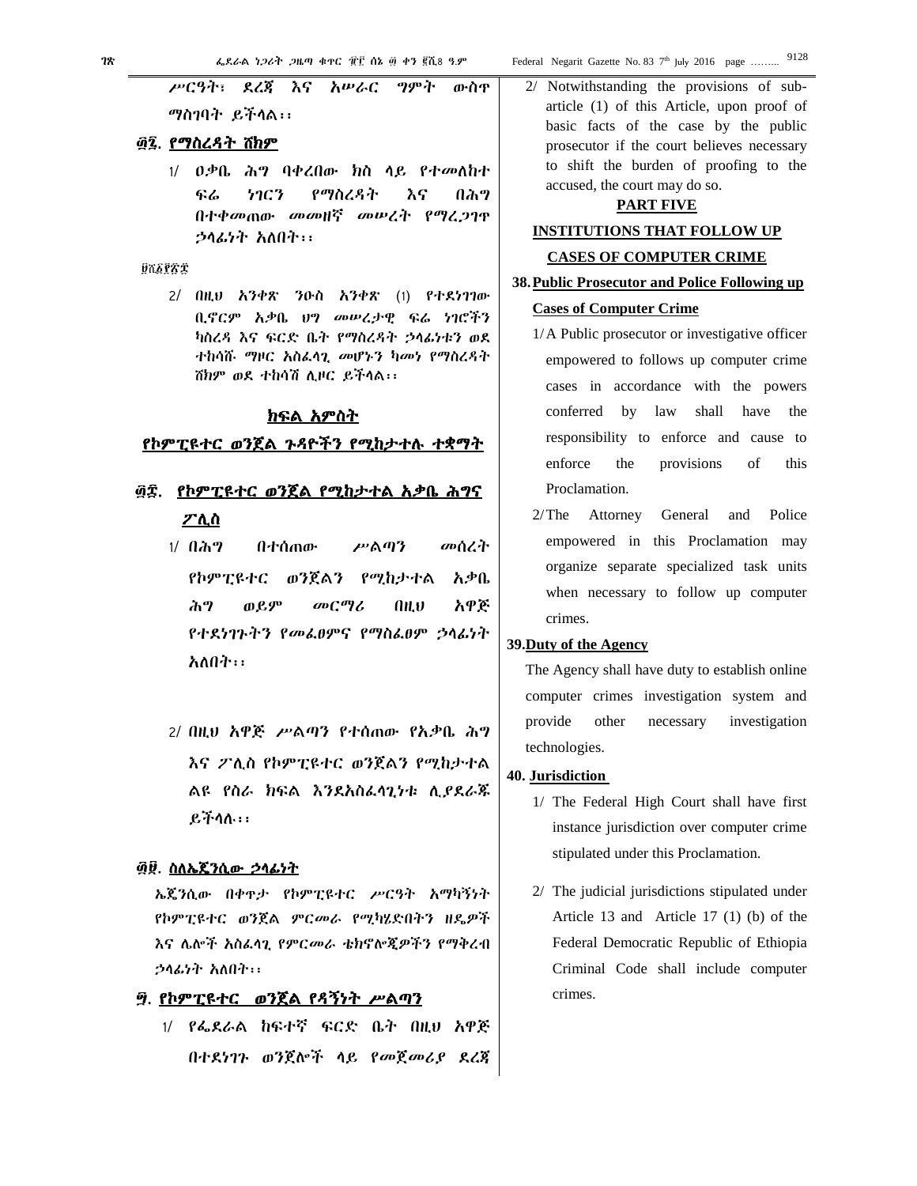ሥርዓት፣ ደረጃ እና አሠራር ግምት ውስጥ ማስገባት ይችላል፡፡

፴፯. የማስረዳት ሸክም

1/ ዐቃቤ ሕግ ባቀረበው ክስ ላይ የተመለከተ ፍሬ ነገርን የማስረዳት እና በሕግ በተቀመጠው መመዘኛ መሠረት የማረጋገጥ ኃላፊነት አለበት፡፡

2/ በዚህ አንቀጽ ንዑስ አንቀጽ (1) የተደነገገው ቢኖርም አቃቤ ህግ መሠረታዊ ፍሬ ነገሮችን ካስረዳ እና ፍርድ ቤት የማስረዳት ኃላፊነቱን ወደ ተከሳሹ ማዞር አስፈላጊ መሆኑን ካመነ የማስረዳት ሸክም ወደ ተከሳሽ ሊዞር ይችላል፡፡

## ክፍል አምስት

## የኮምፒዩተር ወንጀል ጉዳዮችን የሚከታተሉ ተቋማት

### ፴፰. የኮምፒዩተር ወንጀል የሚከታተል አቃቤ ሕግና ፖሊስ

1/ በሕግ በተሰጠው ሥልጣን መሰረት የኮምፒዩተር ወንጀልን የሚከታተል አቃቤ ሕግ ወይም መርማሪ በዚህ አዋጅ የተደነገጉትን የመፈፀምና የማስፈፀም ኃላፊነት አለበት፡፡

2/ በዚህ አዋጅ ሥልጣን የተሰጠው የአቃቤ ሕግ እና ፖሊስ የኮምፒዩተር ወንጀልን የሚከታተል ልዩ የስራ ክፍል እንደአስፈላጊነቱ ሊያደራጁ ይችላሉ፡፡

### ፴፱. ስለኤጀንሲው ኃላፊነት

ኤጀንሲው በቀጥታ የኮምፒዩተር ሥርዓት አማካኝነት የኮምፒዩተር ወንጀል ምርመራ የሚካሄድበትን ዘዴዎች እና ሌሎች አስፈላጊ የምርመራ ቴክኖሎጂዎችን የማቅረብ ኃላፊነት አለበት፡፡

### ፵. የኮምፒዩተር ወንጀል የዳኝነት ሥልጣን

1/ የፌደራል ከፍተኛ ፍርድ ቤት በዚህ አዋጅ በተደነገጉ ወንጀሎች ላይ የመጀመሪያ ደረጃ

2/ Notwithstanding the provisions of sub-article (1) of this Article, upon proof of basic facts of the case by the public prosecutor if the court believes necessary to shift the burden of proofing to the accused, the court may do so.

## PART FIVE

## INSTITUTIONS THAT FOLLOW UP CASES OF COMPUTER CRIME

### 38. Public Prosecutor and Police Following up Cases of Computer Crime

1/ A Public prosecutor or investigative officer empowered to follows up computer crime cases in accordance with the powers conferred by law shall have the responsibility to enforce and cause to enforce the provisions of this Proclamation.

2/ The Attorney General and Police empowered in this Proclamation may organize separate specialized task units when necessary to follow up computer crimes.

### 39. Duty of the Agency

The Agency shall have duty to establish online computer crimes investigation system and provide other necessary investigation technologies.

### 40. Jurisdiction

1/ The Federal High Court shall have first instance jurisdiction over computer crime stipulated under this Proclamation.

2/ The judicial jurisdictions stipulated under Article 13 and Article 17 (1) (b) of the Federal Democratic Republic of Ethiopia Criminal Code shall include computer crimes.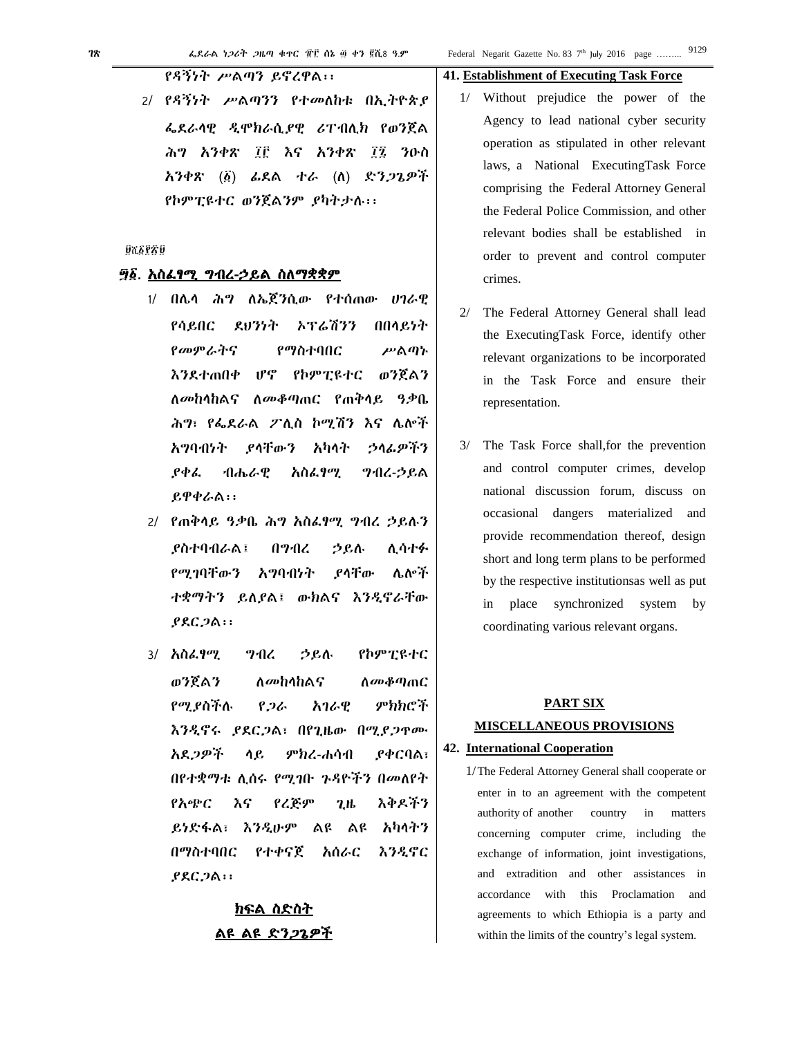የዳኝነት ሥልጣን ይኖረዋል፡፡

2/ የዳኝነት ሥልጣንን የተመለከቱ በኢትዮጵያ ፌደራላዊ ዲሞክራሲያዊ ሪፐብሊክ የወንጀል ሕግ አንቀጽ ፲፫ እና አንቀጽ ፲፯ ንዑስ አንቀጽ (፩) ፊደል ተራ (ለ) ድንጋጌዎች የኮምፒዩተር ወንጀልንም ያካትታሉ፡፡

**፵፩. አስፈፃሚ ግብረ-ኃይል ስለማቋቋም**

1/ በሌላ ሕግ ለኤጀንሲው የተሰጠው ሀገራዊ የሳይበር ደህንነት ኦፕሬሽንን በበላይነት የመምራትና የማስተባበር ሥልጣኑ እንደተጠበቀ ሆኖ የኮምፒዩተር ወንጀልን ለመከላከልና ለመቆጣጠር የጠቅላይ ዓቃቤ ሕግ፣ የፌደራል ፖሊስ ኮሚሽን እና ሌሎች አግባብነት ያላቸውን አካላት ኃላፊዎችን ያቀፈ ብሔራዊ አስፈፃሚ ግብረ-ኃይል ይዋቀራል፡፡

2/ የጠቅላይ ዓቃቤ ሕግ አስፈፃሚ ግብረ ኃይሉን ያስተባብራል፣ በግብረ ኃይሉ ሊሳተፉ የሚገባቸውን አግባብነት ያላቸው ሌሎች ተቋማትን ይለያል፤ ውክልና እንዲኖራቸው ያደርጋል፡፡

3/ አስፈፃሚ ግብረ ኃይሉ የኮምፒዩተር ወንጀልን ለመከላከልና ለመቆጣጠር የሚያስችሉ የጋራ አገራዊ ምክክሮች እንዲኖሩ ያደርጋል፣ በየጊዜው በሚያጋጥሙ አደጋዎች ላይ ምክረ-ሐሳብ ያቀርባል፣ በየተቋማቱ ሊሰሩ የሚገቡ ጉዳዮችን በመለየት የአጭር እና የረጅም ጊዜ እቅዶችን ይነድፋል፣ እንዲሁም ልዩ ልዩ አካላትን በማስተባበር የተቀናጀ አሰራር እንዲኖር ያደርጋል፡፡

## ክፍል ስድስት
## ልዩ ልዩ ድንጋጌዎች

**41. Establishment of Executing Task Force**

1/ Without prejudice the power of the Agency to lead national cyber security operation as stipulated in other relevant laws, a National ExecutingTask Force comprising the Federal Attorney General the Federal Police Commission, and other relevant bodies shall be established in order to prevent and control computer crimes.

2/ The Federal Attorney General shall lead the ExecutingTask Force, identify other relevant organizations to be incorporated in the Task Force and ensure their representation.

3/ The Task Force shall,for the prevention and control computer crimes, develop national discussion forum, discuss on occasional dangers materialized and provide recommendation thereof, design short and long term plans to be performed by the respective institutionsas well as put in place synchronized system by coordinating various relevant organs.

## PART SIX
## MISCELLANEOUS PROVISIONS

**42. International Cooperation**

1/ The Federal Attorney General shall cooperate or enter in to an agreement with the competent authority of another country in matters concerning computer crime, including the exchange of information, joint investigations, and extradition and other assistances in accordance with this Proclamation and agreements to which Ethiopia is a party and within the limits of the country's legal system.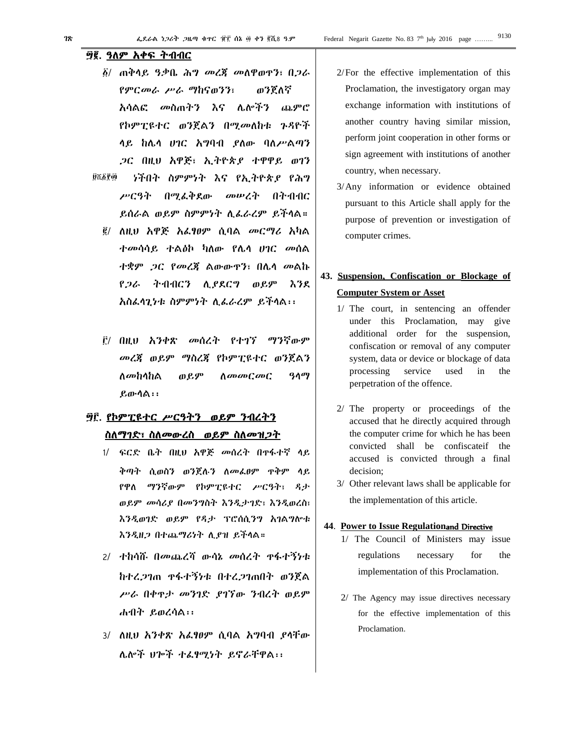## ፵፪. ዓለም አቀፍ ትብብር

፩/ ጠቅላይ ዓቃቤ ሕግ መረጃ መለዋወጥን፣ በጋራ የምርመራ ሥራ ማከናወንን፣ ወንጀለኛ አሳልፎ መስጠትን እና ሌሎችን ጨምሮ የኮምፒዩተር ወንጀልን በሚመለከቱ ጉዳዮች ላይ ከሌላ ሀገር አግባብ ያለው ባለሥልጣን ጋር በዚህ አዋጅ፣ ኢትዮጵያ ተዋዋይ ወገን ነችበት ስምምነት እና የኢትዮጵያ የሕግ ሥርዓት በሚፈቅደው መሠረት በትብብር ይሰራል ወይም ስምምነት ሊፈራረም ይችላል።

፪/ ለዚህ አዋጅ አፈፃፀም ሲባል መርማሪ አካል ተመሳሳይ ተልዕኮ ካለው የሌላ ሀገር መሰል ተቋም ጋር የመረጃ ልውውጥን፣ በሌላ መልኩ የጋራ ትብብርን ሊያደርግ ወይም እንደ አስፈላጊነቱ ስምምነት ሊፈራረም ይችላል፡፡

፫/ በዚህ አንቀጽ መሰረት የተገኘ ማንኛውም መረጃ ወይም ማስረጃ የኮምፒዩተር ወንጀልን ለመከላከል ወይም ለመመርመር ዓላማ ይውላል፡፡

## ፵፫. የኮምፒዩተር ሥርዓትን ወይም ንብረትን ስለማገድ፣ ስለመውረስ ወይም ስለመዝጋት

1/ ፍርድ ቤት በዚህ አዋጅ መሰረት በጥፋተኛ ላይ ቅጣት ሲወስን ወንጀሉን ለመፈፀም ጥቅም ላይ የዋለ ማንኛውም የኮምፒዩተር ሥርዓት፣ ዳታ ወይም መሳሪያ በመንግስት እንዲታገድ፣ እንዲወረስ፣ እንዲወገድ ወይም የዳታ ፕሮሰሲንግ አገልግሎቱ እንዲዘጋ በተጨማሪነት ሊያዝ ይችላል።

2/ ተከሳሹ በመጨረሻ ውሳኔ መሰረት ጥፋተኝነቱ ከተረጋገጠ ጥፋተኝነቱ በተረጋገጠበት ወንጀል ሥራ በቀጥታ መንገድ ያገኘው ንብረት ወይም ሐብት ይወረሳል፡፡

3/ ለዚህ አንቀጽ አፈፃፀም ሲባል አግባብ ያላቸው ሌሎች ህጐች ተፈፃሚነት ይኖራቸዋል፡፡

2/ For the effective implementation of this Proclamation, the investigatory organ may exchange information with institutions of another country having similar mission, perform joint cooperation in other forms or sign agreement with institutions of another country, when necessary.

3/ Any information or evidence obtained pursuant to this Article shall apply for the purpose of prevention or investigation of computer crimes.

## 43. Suspension, Confiscation or Blockage of Computer System or Asset

1/ The court, in sentencing an offender under this Proclamation, may give additional order for the suspension, confiscation or removal of any computer system, data or device or blockage of data processing service used in the perpetration of the offence.

2/ The property or proceedings of the accused that he directly acquired through the computer crime for which he has been convicted shall be confiscateif the accused is convicted through a final decision;

3/ Other relevant laws shall be applicable for the implementation of this article.

## 44. Power to Issue Regulationand Directive

1/ The Council of Ministers may issue regulations necessary for the implementation of this Proclamation.

2/ The Agency may issue directives necessary for the effective implementation of this Proclamation.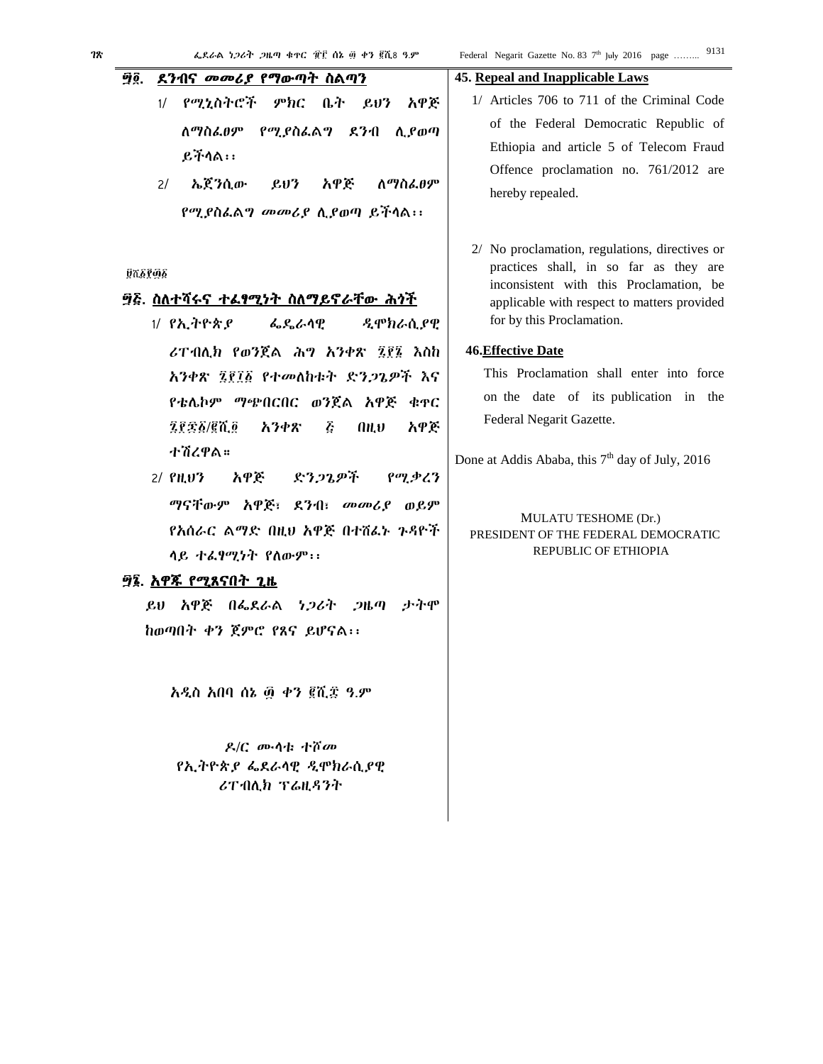## ፵፬. ደንብና መመሪያ የማውጣት ስልጣን

1/ የሚኒስትሮች ምክር ቤት ይህን አዋጅ ለማስፈፀም የሚያስፈልግ ደንብ ሊያወጣ ይችላል፡፡

2/ ኤጀንሲው ይህን አዋጅ ለማስፈፀም የሚያስፈልግ መመሪያ ሊያወጣ ይችላል፡፡

፱ሺ፩፻፴፩

## ፵፭. ስለተሻሩና ተፈፃሚነት ስለማይኖራቸው ሕጎች

1/ የኢትዮጵያ ፌዴራላዊ ዲሞክራሲያዊ ሪፐብሊክ የወንጀል ሕግ አንቀጽ ፯፻፮ እስከ አንቀጽ ፯፻፲፩ የተመለከቱት ድንጋጌዎች እና የቴሌኮም ማጭበርበር ወንጀል አዋጅ ቁጥር ፯፻፷፩/፪ሺ፬ አንቀጽ ፭ በዚህ አዋጅ ተሽረዋል።

2/ የዚህን አዋጅ ድንጋጌዎች የሚቃረን ማናቸውም አዋጅ፣ ደንብ፣ መመሪያ ወይም የአሰራር ልማድ በዚህ አዋጅ በተሸፈኑ ጉዳዮች ላይ ተፈፃሚነት የለውም፡፡

## ፵፮. አዋጁ የሚጸናበት ጊዜ

ይህ አዋጅ በፌደራል ነጋሪት ጋዜጣ ታትሞ ከወጣበት ቀን ጀምሮ የጸና ይሆናል፡፡

አዲስ አበባ ሰኔ ፴ ቀን ፪ሺ፰ ዓ.ም

ዶ/ር ሙላቱ ተሾመ
የኢትዮጵያ ፌደራላዊ ዲሞክራሲያዊ
ሪፐብሊክ ፕሬዚዳንት

## 45. Repeal and Inapplicable Laws

1/ Articles 706 to 711 of the Criminal Code of the Federal Democratic Republic of Ethiopia and article 5 of Telecom Fraud Offence proclamation no. 761/2012 are hereby repealed.

2/ No proclamation, regulations, directives or practices shall, in so far as they are inconsistent with this Proclamation, be applicable with respect to matters provided for by this Proclamation.

## 46. Effective Date

This Proclamation shall enter into force on the date of its publication in the Federal Negarit Gazette.

Done at Addis Ababa, this 7th day of July, 2016

MULATU TESHOME (Dr.)
PRESIDENT OF THE FEDERAL DEMOCRATIC
REPUBLIC OF ETHIOPIA